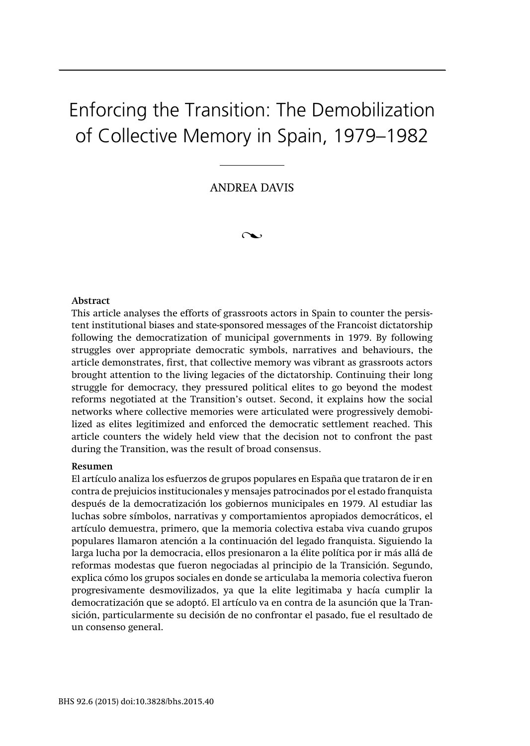# Enforcing the Transition: The Demobilization of Collective Memory in Spain, 1979–1982

ANDREA DAVIS

**Abstract**

This article analyses the efforts of grassroots actors in Spain to counter the persistent institutional biases and state-sponsored messages of the Francoist dictatorship following the democratization of municipal governments in 1979. By following struggles over appropriate democratic symbols, narratives and behaviours, the article demonstrates, first, that collective memory was vibrant as grassroots actors brought attention to the living legacies of the dictatorship. Continuing their long struggle for democracy, they pressured political elites to go beyond the modest reforms negotiated at the Transition's outset. Second, it explains how the social networks where collective memories were articulated were progressively demobilized as elites legitimized and enforced the democratic settlement reached. This article counters the widely held view that the decision not to confront the past during the Transition, was the result of broad consensus.

**Resumen**

El artículo analiza los esfuerzos de grupos populares en España que trataron de ir en contra de prejuicios institucionales y mensajes patrocinados por el estado franquista después de la democratización los gobiernos municipales en 1979. Al estudiar las luchas sobre símbolos, narrativas y comportamientos apropiados democráticos, el artículo demuestra, primero, que la memoria colectiva estaba viva cuando grupos populares llamaron atención a la continuación del legado franquista. Siguiendo la larga lucha por la democracia, ellos presionaron a la élite política por ir más allá de reformas modestas que fueron negociadas al principio de la Transición. Segundo, explica cómo los grupos sociales en donde se articulaba la memoria colectiva fueron progresivamente desmovilizados, ya que la elite legitimaba y hacía cumplir la democratización que se adoptó. El artículo va en contra de la asunción que la Transición, particularmente su decisión de no confrontar el pasado, fue el resultado de un consenso general.

BHS 92.6 (2015) doi:10.3828/bhs.2015.40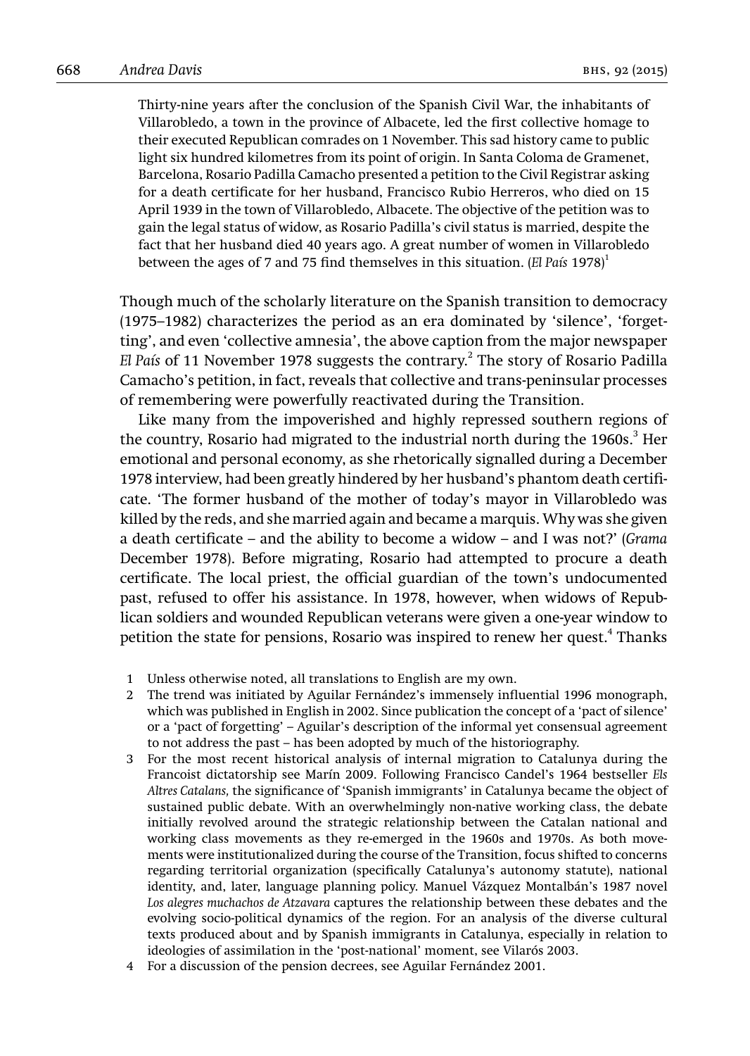> Thirty-nine years after the conclusion of the Spanish Civil War, the inhabitants of Villarobledo, a town in the province of Albacete, led the first collective homage to their executed Republican comrades on 1 November. This sad history came to public light six hundred kilometres from its point of origin. In Santa Coloma de Gramenet, Barcelona, Rosario Padilla Camacho presented a petition to the Civil Registrar asking for a death certificate for her husband, Francisco Rubio Herreros, who died on 15 April 1939 in the town of Villarobledo, Albacete. The objective of the petition was to gain the legal status of widow, as Rosario Padilla's civil status is married, despite the fact that her husband died 40 years ago. A great number of women in Villarobledo between the ages of 7 and 75 find themselves in this situation. (*El País* 1978)[1]

Though much of the scholarly literature on the Spanish transition to democracy (1975–1982) characterizes the period as an era dominated by 'silence', 'forgetting', and even 'collective amnesia', the above caption from the major newspaper *El País* of 11 November 1978 suggests the contrary.[2] The story of Rosario Padilla Camacho's petition, in fact, reveals that collective and trans-peninsular processes of remembering were powerfully reactivated during the Transition.

Like many from the impoverished and highly repressed southern regions of the country, Rosario had migrated to the industrial north during the 1960s.[3] Her emotional and personal economy, as she rhetorically signalled during a December 1978 interview, had been greatly hindered by her husband's phantom death certificate. 'The former husband of the mother of today's mayor in Villarobledo was killed by the reds, and she married again and became a marquis. Why was she given a death certificate – and the ability to become a widow – and I was not?' (*Grama* December 1978). Before migrating, Rosario had attempted to procure a death certificate. The local priest, the official guardian of the town's undocumented past, refused to offer his assistance. In 1978, however, when widows of Republican soldiers and wounded Republican veterans were given a one-year window to petition the state for pensions, Rosario was inspired to renew her quest.[4] Thanks

1 Unless otherwise noted, all translations to English are my own.

2 The trend was initiated by Aguilar Fernández's immensely influential 1996 monograph, which was published in English in 2002. Since publication the concept of a 'pact of silence' or a 'pact of forgetting' – Aguilar's description of the informal yet consensual agreement to not address the past – has been adopted by much of the historiography.

3 For the most recent historical analysis of internal migration to Catalunya during the Francoist dictatorship see Marín 2009. Following Francisco Candel's 1964 bestseller *Els Altres Catalans,* the significance of 'Spanish immigrants' in Catalunya became the object of sustained public debate. With an overwhelmingly non-native working class, the debate initially revolved around the strategic relationship between the Catalan national and working class movements as they re-emerged in the 1960s and 1970s. As both movements were institutionalized during the course of the Transition, focus shifted to concerns regarding territorial organization (specifically Catalunya's autonomy statute), national identity, and, later, language planning policy. Manuel Vázquez Montalbán's 1987 novel *Los alegres muchachos de Atzavara* captures the relationship between these debates and the evolving socio-political dynamics of the region. For an analysis of the diverse cultural texts produced about and by Spanish immigrants in Catalunya, especially in relation to ideologies of assimilation in the 'post-national' moment, see Vilarós 2003.

4 For a discussion of the pension decrees, see Aguilar Fernández 2001.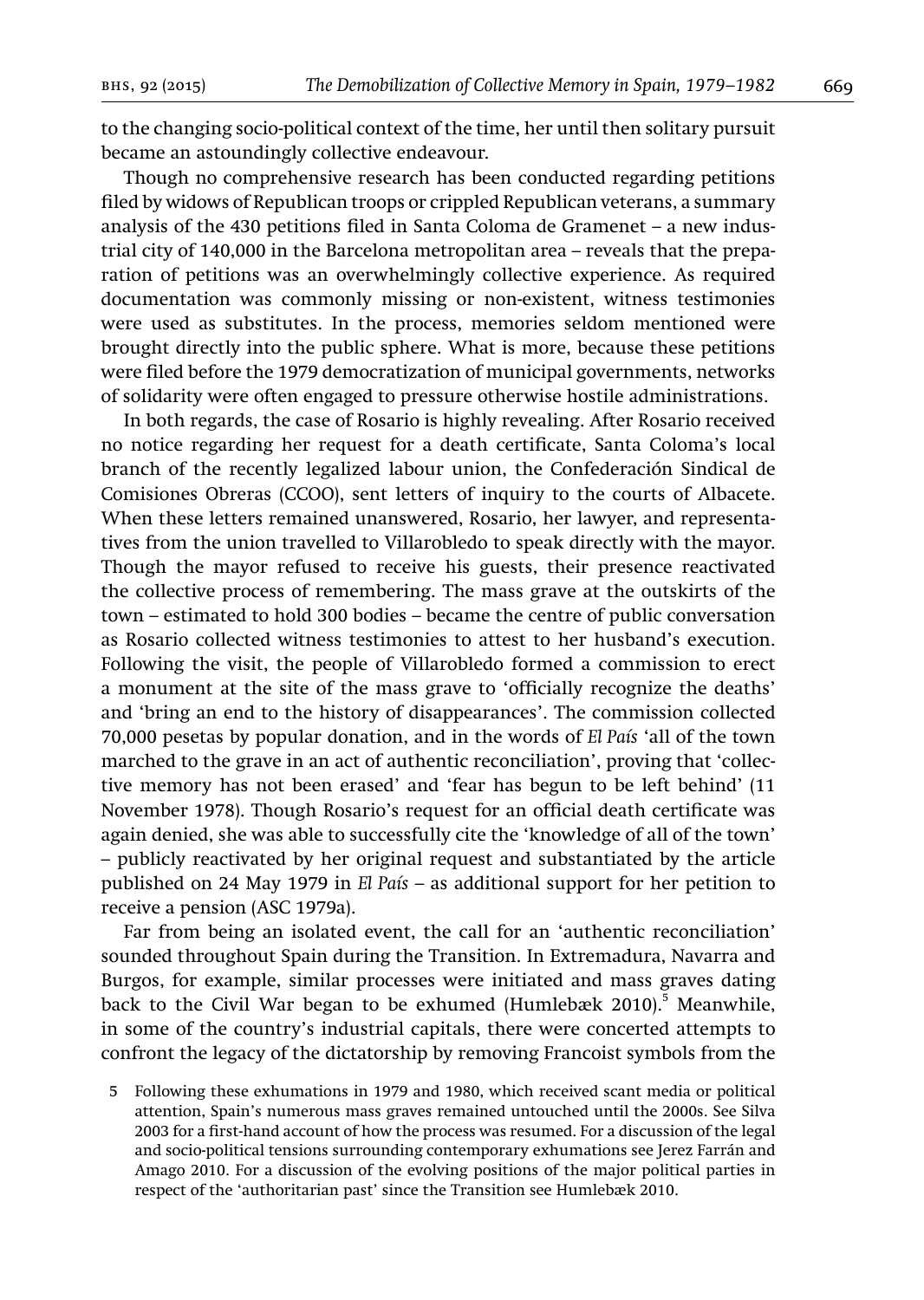to the changing socio-political context of the time, her until then solitary pursuit became an astoundingly collective endeavour.

Though no comprehensive research has been conducted regarding petitions filed by widows of Republican troops or crippled Republican veterans, a summary analysis of the 430 petitions filed in Santa Coloma de Gramenet – a new industrial city of 140,000 in the Barcelona metropolitan area – reveals that the preparation of petitions was an overwhelmingly collective experience. As required documentation was commonly missing or non-existent, witness testimonies were used as substitutes. In the process, memories seldom mentioned were brought directly into the public sphere. What is more, because these petitions were filed before the 1979 democratization of municipal governments, networks of solidarity were often engaged to pressure otherwise hostile administrations.

In both regards, the case of Rosario is highly revealing. After Rosario received no notice regarding her request for a death certificate, Santa Coloma's local branch of the recently legalized labour union, the Confederación Sindical de Comisiones Obreras (CCOO), sent letters of inquiry to the courts of Albacete. When these letters remained unanswered, Rosario, her lawyer, and representatives from the union travelled to Villarobledo to speak directly with the mayor. Though the mayor refused to receive his guests, their presence reactivated the collective process of remembering. The mass grave at the outskirts of the town – estimated to hold 300 bodies – became the centre of public conversation as Rosario collected witness testimonies to attest to her husband's execution. Following the visit, the people of Villarobledo formed a commission to erect a monument at the site of the mass grave to 'officially recognize the deaths' and 'bring an end to the history of disappearances'. The commission collected 70,000 pesetas by popular donation, and in the words of *El País* 'all of the town marched to the grave in an act of authentic reconciliation', proving that 'collective memory has not been erased' and 'fear has begun to be left behind' (11 November 1978). Though Rosario's request for an official death certificate was again denied, she was able to successfully cite the 'knowledge of all of the town' – publicly reactivated by her original request and substantiated by the article published on 24 May 1979 in *El País* – as additional support for her petition to receive a pension (ASC 1979a).

Far from being an isolated event, the call for an 'authentic reconciliation' sounded throughout Spain during the Transition. In Extremadura, Navarra and Burgos, for example, similar processes were initiated and mass graves dating back to the Civil War began to be exhumed (Humlebæk 2010).[5] Meanwhile, in some of the country's industrial capitals, there were concerted attempts to confront the legacy of the dictatorship by removing Francoist symbols from the

5 Following these exhumations in 1979 and 1980, which received scant media or political attention, Spain's numerous mass graves remained untouched until the 2000s. See Silva 2003 for a first-hand account of how the process was resumed. For a discussion of the legal and socio-political tensions surrounding contemporary exhumations see Jerez Farrán and Amago 2010. For a discussion of the evolving positions of the major political parties in respect of the 'authoritarian past' since the Transition see Humlebæk 2010.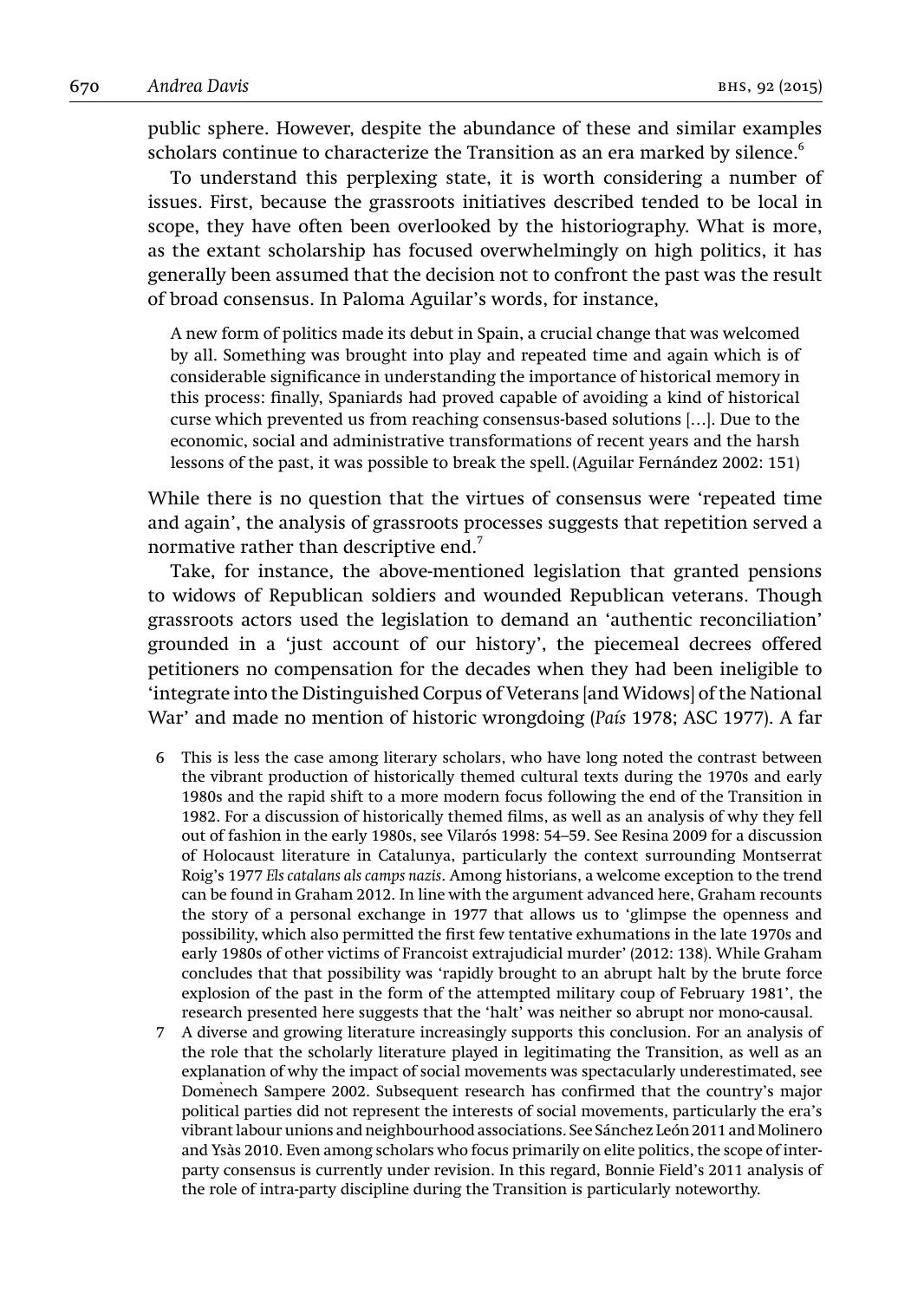public sphere. However, despite the abundance of these and similar examples scholars continue to characterize the Transition as an era marked by silence.[6]

To understand this perplexing state, it is worth considering a number of issues. First, because the grassroots initiatives described tended to be local in scope, they have often been overlooked by the historiography. What is more, as the extant scholarship has focused overwhelmingly on high politics, it has generally been assumed that the decision not to confront the past was the result of broad consensus. In Paloma Aguilar's words, for instance,

> A new form of politics made its debut in Spain, a crucial change that was welcomed by all. Something was brought into play and repeated time and again which is of considerable significance in understanding the importance of historical memory in this process: finally, Spaniards had proved capable of avoiding a kind of historical curse which prevented us from reaching consensus-based solutions [...]. Due to the economic, social and administrative transformations of recent years and the harsh lessons of the past, it was possible to break the spell. (Aguilar Fernández 2002: 151)

While there is no question that the virtues of consensus were 'repeated time and again', the analysis of grassroots processes suggests that repetition served a normative rather than descriptive end.[7]

Take, for instance, the above-mentioned legislation that granted pensions to widows of Republican soldiers and wounded Republican veterans. Though grassroots actors used the legislation to demand an 'authentic reconciliation' grounded in a 'just account of our history', the piecemeal decrees offered petitioners no compensation for the decades when they had been ineligible to 'integrate into the Distinguished Corpus of Veterans [and Widows] of the National War' and made no mention of historic wrongdoing (*País* 1978; ASC 1977). A far

6 This is less the case among literary scholars, who have long noted the contrast between the vibrant production of historically themed cultural texts during the 1970s and early 1980s and the rapid shift to a more modern focus following the end of the Transition in 1982. For a discussion of historically themed films, as well as an analysis of why they fell out of fashion in the early 1980s, see Vilarós 1998: 54–59. See Resina 2009 for a discussion of Holocaust literature in Catalunya, particularly the context surrounding Montserrat Roig's 1977 *Els catalans als camps nazis*. Among historians, a welcome exception to the trend can be found in Graham 2012. In line with the argument advanced here, Graham recounts the story of a personal exchange in 1977 that allows us to 'glimpse the openness and possibility, which also permitted the first few tentative exhumations in the late 1970s and early 1980s of other victims of Francoist extrajudicial murder' (2012: 138). While Graham concludes that that possibility was 'rapidly brought to an abrupt halt by the brute force explosion of the past in the form of the attempted military coup of February 1981', the research presented here suggests that the 'halt' was neither so abrupt nor mono-causal.

7 A diverse and growing literature increasingly supports this conclusion. For an analysis of the role that the scholarly literature played in legitimating the Transition, as well as an explanation of why the impact of social movements was spectacularly underestimated, see Domènech Sampere 2002. Subsequent research has confirmed that the country's major political parties did not represent the interests of social movements, particularly the era's vibrant labour unions and neighbourhood associations. See Sánchez León 2011 and Molinero and Ysàs 2010. Even among scholars who focus primarily on elite politics, the scope of inter-party consensus is currently under revision. In this regard, Bonnie Field's 2011 analysis of the role of intra-party discipline during the Transition is particularly noteworthy.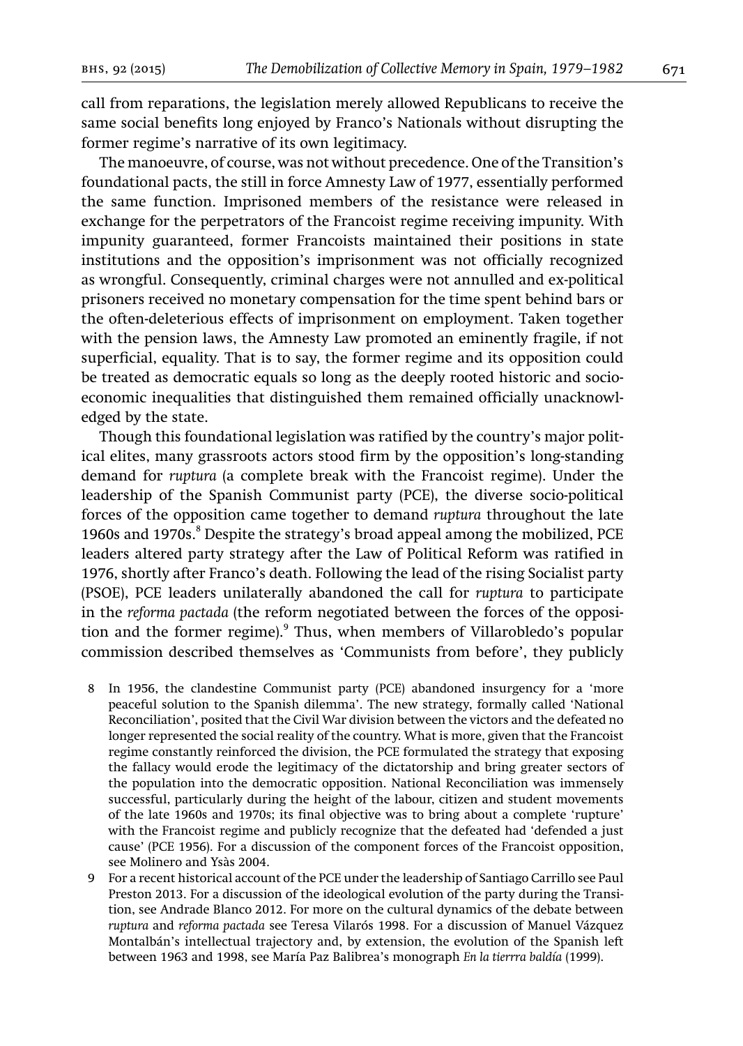call from reparations, the legislation merely allowed Republicans to receive the same social benefits long enjoyed by Franco's Nationals without disrupting the former regime's narrative of its own legitimacy.

The manoeuvre, of course, was not without precedence. One of the Transition's foundational pacts, the still in force Amnesty Law of 1977, essentially performed the same function. Imprisoned members of the resistance were released in exchange for the perpetrators of the Francoist regime receiving impunity. With impunity guaranteed, former Francoists maintained their positions in state institutions and the opposition's imprisonment was not officially recognized as wrongful. Consequently, criminal charges were not annulled and ex-political prisoners received no monetary compensation for the time spent behind bars or the often-deleterious effects of imprisonment on employment. Taken together with the pension laws, the Amnesty Law promoted an eminently fragile, if not superficial, equality. That is to say, the former regime and its opposition could be treated as democratic equals so long as the deeply rooted historic and socio-economic inequalities that distinguished them remained officially unacknowledged by the state.

Though this foundational legislation was ratified by the country's major political elites, many grassroots actors stood firm by the opposition's long-standing demand for *ruptura* (a complete break with the Francoist regime). Under the leadership of the Spanish Communist party (PCE), the diverse socio-political forces of the opposition came together to demand *ruptura* throughout the late 1960s and 1970s.[8] Despite the strategy's broad appeal among the mobilized, PCE leaders altered party strategy after the Law of Political Reform was ratified in 1976, shortly after Franco's death. Following the lead of the rising Socialist party (PSOE), PCE leaders unilaterally abandoned the call for *ruptura* to participate in the *reforma pactada* (the reform negotiated between the forces of the opposition and the former regime).[9] Thus, when members of Villarobledo's popular commission described themselves as 'Communists from before', they publicly

8 In 1956, the clandestine Communist party (PCE) abandoned insurgency for a 'more peaceful solution to the Spanish dilemma'. The new strategy, formally called 'National Reconciliation', posited that the Civil War division between the victors and the defeated no longer represented the social reality of the country. What is more, given that the Francoist regime constantly reinforced the division, the PCE formulated the strategy that exposing the fallacy would erode the legitimacy of the dictatorship and bring greater sectors of the population into the democratic opposition. National Reconciliation was immensely successful, particularly during the height of the labour, citizen and student movements of the late 1960s and 1970s; its final objective was to bring about a complete 'rupture' with the Francoist regime and publicly recognize that the defeated had 'defended a just cause' (PCE 1956). For a discussion of the component forces of the Francoist opposition, see Molinero and Ysàs 2004.

9 For a recent historical account of the PCE under the leadership of Santiago Carrillo see Paul Preston 2013. For a discussion of the ideological evolution of the party during the Transition, see Andrade Blanco 2012. For more on the cultural dynamics of the debate between *ruptura* and *reforma pactada* see Teresa Vilarós 1998. For a discussion of Manuel Vázquez Montalbán's intellectual trajectory and, by extension, the evolution of the Spanish left between 1963 and 1998, see María Paz Balibrea's monograph *En la tierrra baldía* (1999).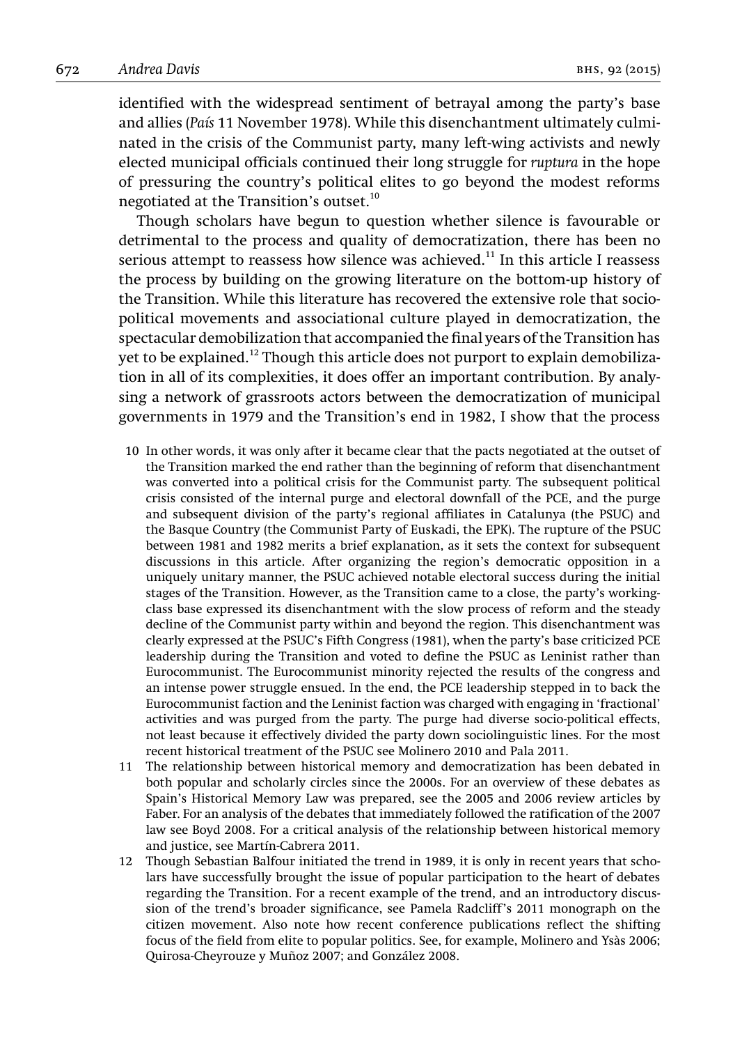identified with the widespread sentiment of betrayal among the party's base and allies (*País* 11 November 1978). While this disenchantment ultimately culminated in the crisis of the Communist party, many left-wing activists and newly elected municipal officials continued their long struggle for *ruptura* in the hope of pressuring the country's political elites to go beyond the modest reforms negotiated at the Transition's outset.[10]

Though scholars have begun to question whether silence is favourable or detrimental to the process and quality of democratization, there has been no serious attempt to reassess how silence was achieved.[11] In this article I reassess the process by building on the growing literature on the bottom-up history of the Transition. While this literature has recovered the extensive role that socio-political movements and associational culture played in democratization, the spectacular demobilization that accompanied the final years of the Transition has yet to be explained.[12] Though this article does not purport to explain demobilization in all of its complexities, it does offer an important contribution. By analysing a network of grassroots actors between the democratization of municipal governments in 1979 and the Transition's end in 1982, I show that the process

10 In other words, it was only after it became clear that the pacts negotiated at the outset of the Transition marked the end rather than the beginning of reform that disenchantment was converted into a political crisis for the Communist party. The subsequent political crisis consisted of the internal purge and electoral downfall of the PCE, and the purge and subsequent division of the party's regional affiliates in Catalunya (the PSUC) and the Basque Country (the Communist Party of Euskadi, the EPK). The rupture of the PSUC between 1981 and 1982 merits a brief explanation, as it sets the context for subsequent discussions in this article. After organizing the region's democratic opposition in a uniquely unitary manner, the PSUC achieved notable electoral success during the initial stages of the Transition. However, as the Transition came to a close, the party's working-class base expressed its disenchantment with the slow process of reform and the steady decline of the Communist party within and beyond the region. This disenchantment was clearly expressed at the PSUC's Fifth Congress (1981), when the party's base criticized PCE leadership during the Transition and voted to define the PSUC as Leninist rather than Eurocommunist. The Eurocommunist minority rejected the results of the congress and an intense power struggle ensued. In the end, the PCE leadership stepped in to back the Eurocommunist faction and the Leninist faction was charged with engaging in 'fractional' activities and was purged from the party. The purge had diverse socio-political effects, not least because it effectively divided the party down sociolinguistic lines. For the most recent historical treatment of the PSUC see Molinero 2010 and Pala 2011.

11 The relationship between historical memory and democratization has been debated in both popular and scholarly circles since the 2000s. For an overview of these debates as Spain's Historical Memory Law was prepared, see the 2005 and 2006 review articles by Faber. For an analysis of the debates that immediately followed the ratification of the 2007 law see Boyd 2008. For a critical analysis of the relationship between historical memory and justice, see Martín-Cabrera 2011.

12 Though Sebastian Balfour initiated the trend in 1989, it is only in recent years that scholars have successfully brought the issue of popular participation to the heart of debates regarding the Transition. For a recent example of the trend, and an introductory discussion of the trend's broader significance, see Pamela Radcliff's 2011 monograph on the citizen movement. Also note how recent conference publications reflect the shifting focus of the field from elite to popular politics. See, for example, Molinero and Ysàs 2006; Quirosa-Cheyrouze y Muñoz 2007; and González 2008.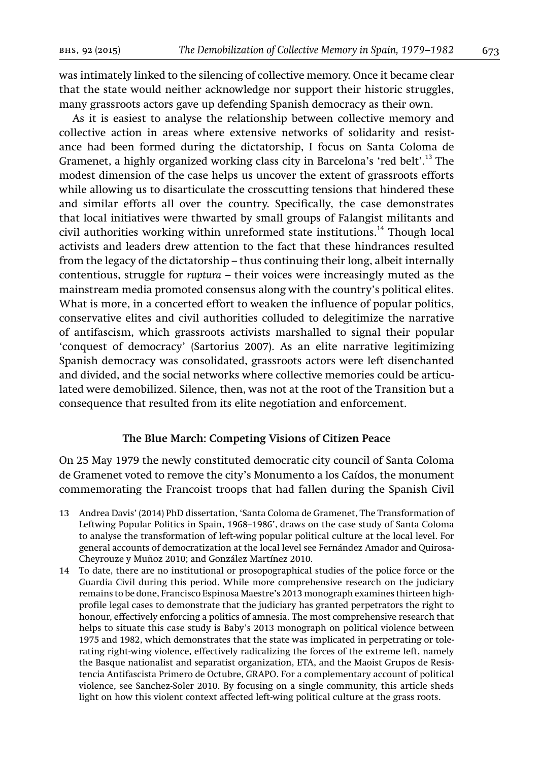was intimately linked to the silencing of collective memory. Once it became clear that the state would neither acknowledge nor support their historic struggles, many grassroots actors gave up defending Spanish democracy as their own.

As it is easiest to analyse the relationship between collective memory and collective action in areas where extensive networks of solidarity and resistance had been formed during the dictatorship, I focus on Santa Coloma de Gramenet, a highly organized working class city in Barcelona's 'red belt'.[13] The modest dimension of the case helps us uncover the extent of grassroots efforts while allowing us to disarticulate the crosscutting tensions that hindered these and similar efforts all over the country. Specifically, the case demonstrates that local initiatives were thwarted by small groups of Falangist militants and civil authorities working within unreformed state institutions.[14] Though local activists and leaders drew attention to the fact that these hindrances resulted from the legacy of the dictatorship – thus continuing their long, albeit internally contentious, struggle for *ruptura* – their voices were increasingly muted as the mainstream media promoted consensus along with the country's political elites. What is more, in a concerted effort to weaken the influence of popular politics, conservative elites and civil authorities colluded to delegitimize the narrative of antifascism, which grassroots activists marshalled to signal their popular 'conquest of democracy' (Sartorius 2007). As an elite narrative legitimizing Spanish democracy was consolidated, grassroots actors were left disenchanted and divided, and the social networks where collective memories could be articulated were demobilized. Silence, then, was not at the root of the Transition but a consequence that resulted from its elite negotiation and enforcement.

## The Blue March: Competing Visions of Citizen Peace

On 25 May 1979 the newly constituted democratic city council of Santa Coloma de Gramenet voted to remove the city's Monumento a los Caídos, the monument commemorating the Francoist troops that had fallen during the Spanish Civil

13 Andrea Davis' (2014) PhD dissertation, 'Santa Coloma de Gramenet, The Transformation of Leftwing Popular Politics in Spain, 1968–1986', draws on the case study of Santa Coloma to analyse the transformation of left-wing popular political culture at the local level. For general accounts of democratization at the local level see Fernández Amador and Quirosa-Cheyrouze y Muñoz 2010; and González Martínez 2010.

14 To date, there are no institutional or prosopographical studies of the police force or the Guardia Civil during this period. While more comprehensive research on the judiciary remains to be done, Francisco Espinosa Maestre's 2013 monograph examines thirteen high-profile legal cases to demonstrate that the judiciary has granted perpetrators the right to honour, effectively enforcing a politics of amnesia. The most comprehensive research that helps to situate this case study is Baby's 2013 monograph on political violence between 1975 and 1982, which demonstrates that the state was implicated in perpetrating or tolerating right-wing violence, effectively radicalizing the forces of the extreme left, namely the Basque nationalist and separatist organization, ETA, and the Maoist Grupos de Resistencia Antifascista Primero de Octubre, GRAPO. For a complementary account of political violence, see Sanchez-Soler 2010. By focusing on a single community, this article sheds light on how this violent context affected left-wing political culture at the grass roots.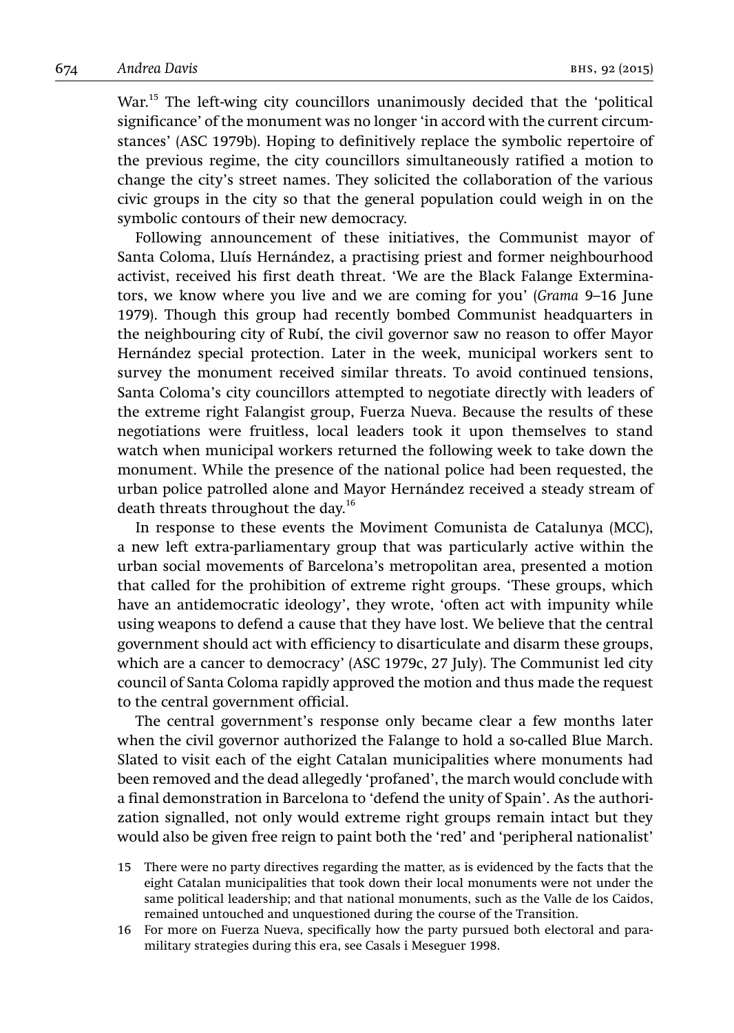War.[15] The left-wing city councillors unanimously decided that the 'political significance' of the monument was no longer 'in accord with the current circumstances' (ASC 1979b). Hoping to definitively replace the symbolic repertoire of the previous regime, the city councillors simultaneously ratified a motion to change the city's street names. They solicited the collaboration of the various civic groups in the city so that the general population could weigh in on the symbolic contours of their new democracy.

Following announcement of these initiatives, the Communist mayor of Santa Coloma, Lluís Hernández, a practising priest and former neighbourhood activist, received his first death threat. 'We are the Black Falange Exterminators, we know where you live and we are coming for you' (*Grama* 9–16 June 1979). Though this group had recently bombed Communist headquarters in the neighbouring city of Rubí, the civil governor saw no reason to offer Mayor Hernández special protection. Later in the week, municipal workers sent to survey the monument received similar threats. To avoid continued tensions, Santa Coloma's city councillors attempted to negotiate directly with leaders of the extreme right Falangist group, Fuerza Nueva. Because the results of these negotiations were fruitless, local leaders took it upon themselves to stand watch when municipal workers returned the following week to take down the monument. While the presence of the national police had been requested, the urban police patrolled alone and Mayor Hernández received a steady stream of death threats throughout the day.[16]

In response to these events the Moviment Comunista de Catalunya (MCC), a new left extra-parliamentary group that was particularly active within the urban social movements of Barcelona's metropolitan area, presented a motion that called for the prohibition of extreme right groups. 'These groups, which have an antidemocratic ideology', they wrote, 'often act with impunity while using weapons to defend a cause that they have lost. We believe that the central government should act with efficiency to disarticulate and disarm these groups, which are a cancer to democracy' (ASC 1979c, 27 July). The Communist led city council of Santa Coloma rapidly approved the motion and thus made the request to the central government official.

The central government's response only became clear a few months later when the civil governor authorized the Falange to hold a so-called Blue March. Slated to visit each of the eight Catalan municipalities where monuments had been removed and the dead allegedly 'profaned', the march would conclude with a final demonstration in Barcelona to 'defend the unity of Spain'. As the authorization signalled, not only would extreme right groups remain intact but they would also be given free reign to paint both the 'red' and 'peripheral nationalist'

15 There were no party directives regarding the matter, as is evidenced by the facts that the eight Catalan municipalities that took down their local monuments were not under the same political leadership; and that national monuments, such as the Valle de los Caidos, remained untouched and unquestioned during the course of the Transition.

16 For more on Fuerza Nueva, specifically how the party pursued both electoral and paramilitary strategies during this era, see Casals i Meseguer 1998.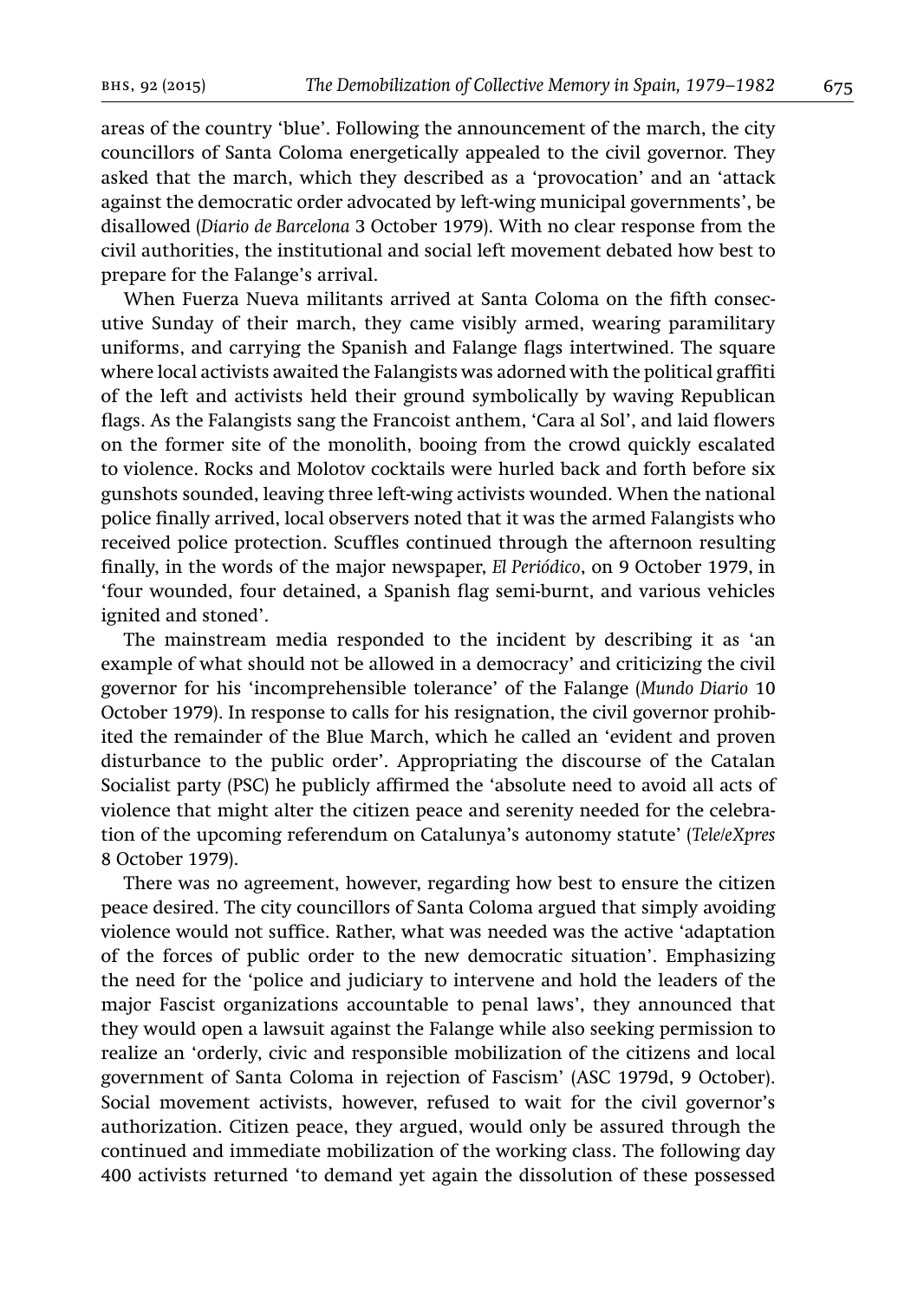areas of the country 'blue'. Following the announcement of the march, the city councillors of Santa Coloma energetically appealed to the civil governor. They asked that the march, which they described as a 'provocation' and an 'attack against the democratic order advocated by left-wing municipal governments', be disallowed (*Diario de Barcelona* 3 October 1979). With no clear response from the civil authorities, the institutional and social left movement debated how best to prepare for the Falange's arrival.

When Fuerza Nueva militants arrived at Santa Coloma on the fifth consecutive Sunday of their march, they came visibly armed, wearing paramilitary uniforms, and carrying the Spanish and Falange flags intertwined. The square where local activists awaited the Falangists was adorned with the political graffiti of the left and activists held their ground symbolically by waving Republican flags. As the Falangists sang the Francoist anthem, 'Cara al Sol', and laid flowers on the former site of the monolith, booing from the crowd quickly escalated to violence. Rocks and Molotov cocktails were hurled back and forth before six gunshots sounded, leaving three left-wing activists wounded. When the national police finally arrived, local observers noted that it was the armed Falangists who received police protection. Scuffles continued through the afternoon resulting finally, in the words of the major newspaper, *El Periódico*, on 9 October 1979, in 'four wounded, four detained, a Spanish flag semi-burnt, and various vehicles ignited and stoned'.

The mainstream media responded to the incident by describing it as 'an example of what should not be allowed in a democracy' and criticizing the civil governor for his 'incomprehensible tolerance' of the Falange (*Mundo Diario* 10 October 1979). In response to calls for his resignation, the civil governor prohibited the remainder of the Blue March, which he called an 'evident and proven disturbance to the public order'. Appropriating the discourse of the Catalan Socialist party (PSC) he publicly affirmed the 'absolute need to avoid all acts of violence that might alter the citizen peace and serenity needed for the celebration of the upcoming referendum on Catalunya's autonomy statute' (*Tele/eXpres* 8 October 1979).

There was no agreement, however, regarding how best to ensure the citizen peace desired. The city councillors of Santa Coloma argued that simply avoiding violence would not suffice. Rather, what was needed was the active 'adaptation of the forces of public order to the new democratic situation'. Emphasizing the need for the 'police and judiciary to intervene and hold the leaders of the major Fascist organizations accountable to penal laws', they announced that they would open a lawsuit against the Falange while also seeking permission to realize an 'orderly, civic and responsible mobilization of the citizens and local government of Santa Coloma in rejection of Fascism' (ASC 1979d, 9 October). Social movement activists, however, refused to wait for the civil governor's authorization. Citizen peace, they argued, would only be assured through the continued and immediate mobilization of the working class. The following day 400 activists returned 'to demand yet again the dissolution of these possessed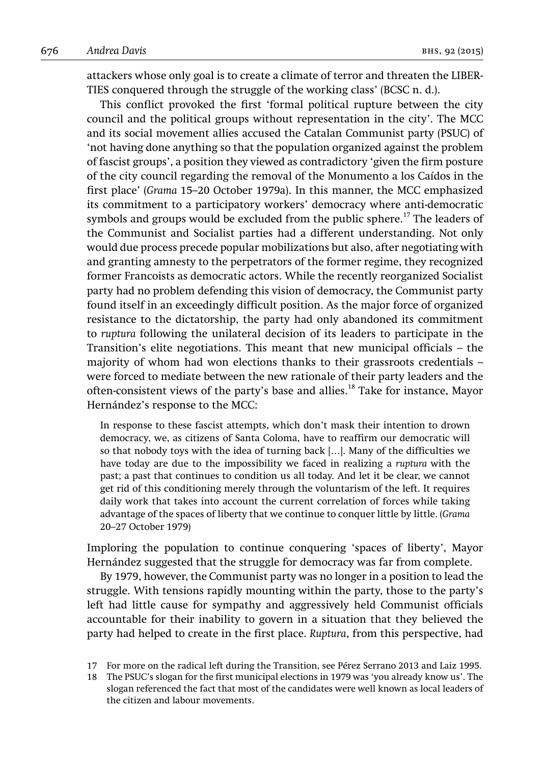attackers whose only goal is to create a climate of terror and threaten the LIBERTIES conquered through the struggle of the working class' (BCSC n. d.).

This conflict provoked the first 'formal political rupture between the city council and the political groups without representation in the city'. The MCC and its social movement allies accused the Catalan Communist party (PSUC) of 'not having done anything so that the population organized against the problem of fascist groups', a position they viewed as contradictory 'given the firm posture of the city council regarding the removal of the Monumento a los Caídos in the first place' (*Grama* 15–20 October 1979a). In this manner, the MCC emphasized its commitment to a participatory workers' democracy where anti-democratic symbols and groups would be excluded from the public sphere.[17] The leaders of the Communist and Socialist parties had a different understanding. Not only would due process precede popular mobilizations but also, after negotiating with and granting amnesty to the perpetrators of the former regime, they recognized former Francoists as democratic actors. While the recently reorganized Socialist party had no problem defending this vision of democracy, the Communist party found itself in an exceedingly difficult position. As the major force of organized resistance to the dictatorship, the party had only abandoned its commitment to *ruptura* following the unilateral decision of its leaders to participate in the Transition's elite negotiations. This meant that new municipal officials – the majority of whom had won elections thanks to their grassroots credentials – were forced to mediate between the new rationale of their party leaders and the often-consistent views of the party's base and allies.[18] Take for instance, Mayor Hernández's response to the MCC:

> In response to these fascist attempts, which don't mask their intention to drown democracy, we, as citizens of Santa Coloma, have to reaffirm our democratic will so that nobody toys with the idea of turning back [...]. Many of the difficulties we have today are due to the impossibility we faced in realizing a *ruptura* with the past; a past that continues to condition us all today. And let it be clear, we cannot get rid of this conditioning merely through the voluntarism of the left. It requires daily work that takes into account the current correlation of forces while taking advantage of the spaces of liberty that we continue to conquer little by little. (*Grama* 20–27 October 1979)

Imploring the population to continue conquering 'spaces of liberty', Mayor Hernández suggested that the struggle for democracy was far from complete.

By 1979, however, the Communist party was no longer in a position to lead the struggle. With tensions rapidly mounting within the party, those to the party's left had little cause for sympathy and aggressively held Communist officials accountable for their inability to govern in a situation that they believed the party had helped to create in the first place. *Ruptura*, from this perspective, had

17 For more on the radical left during the Transition, see Pérez Serrano 2013 and Laiz 1995.

18 The PSUC's slogan for the first municipal elections in 1979 was 'you already know us'. The slogan referenced the fact that most of the candidates were well known as local leaders of the citizen and labour movements.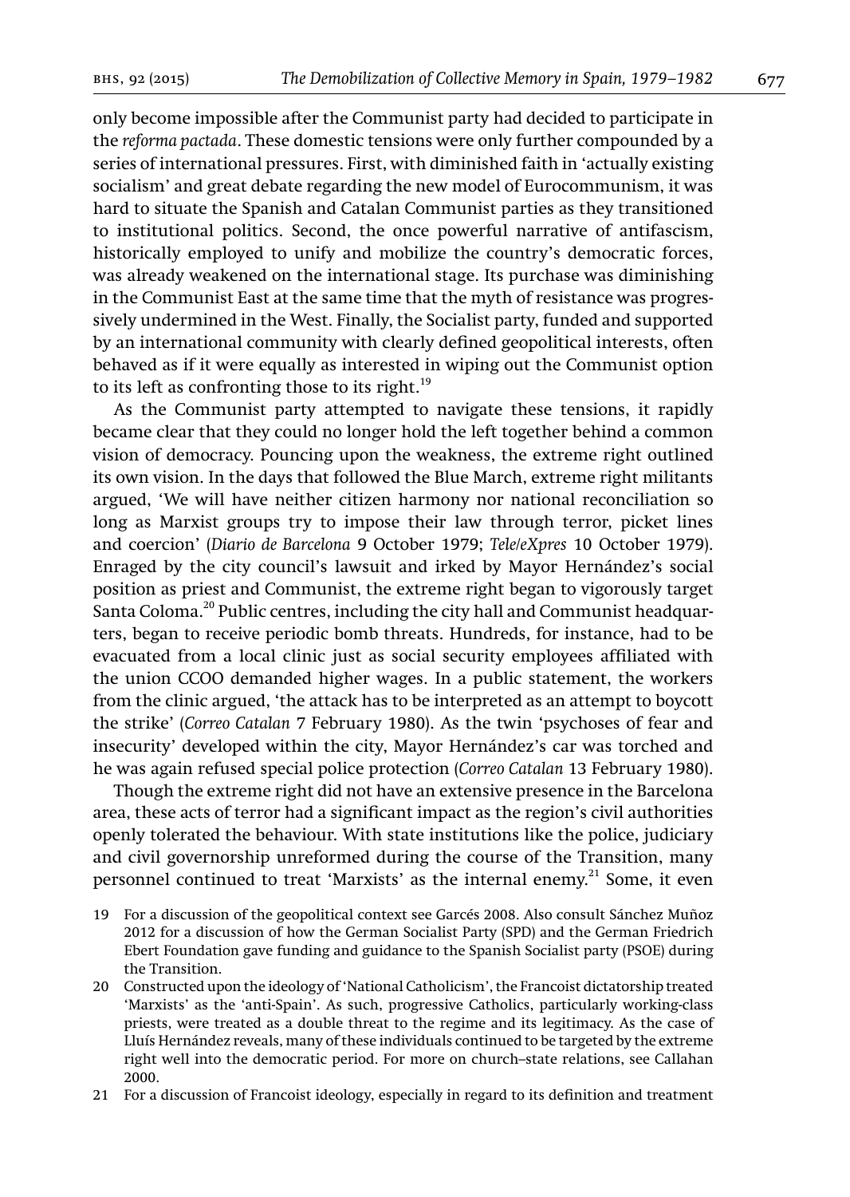only become impossible after the Communist party had decided to participate in the *reforma pactada*. These domestic tensions were only further compounded by a series of international pressures. First, with diminished faith in 'actually existing socialism' and great debate regarding the new model of Eurocommunism, it was hard to situate the Spanish and Catalan Communist parties as they transitioned to institutional politics. Second, the once powerful narrative of antifascism, historically employed to unify and mobilize the country's democratic forces, was already weakened on the international stage. Its purchase was diminishing in the Communist East at the same time that the myth of resistance was progressively undermined in the West. Finally, the Socialist party, funded and supported by an international community with clearly defined geopolitical interests, often behaved as if it were equally as interested in wiping out the Communist option to its left as confronting those to its right.[19]

As the Communist party attempted to navigate these tensions, it rapidly became clear that they could no longer hold the left together behind a common vision of democracy. Pouncing upon the weakness, the extreme right outlined its own vision. In the days that followed the Blue March, extreme right militants argued, 'We will have neither citizen harmony nor national reconciliation so long as Marxist groups try to impose their law through terror, picket lines and coercion' (*Diario de Barcelona* 9 October 1979; *Tele/eXpres* 10 October 1979). Enraged by the city council's lawsuit and irked by Mayor Hernández's social position as priest and Communist, the extreme right began to vigorously target Santa Coloma.[20] Public centres, including the city hall and Communist headquarters, began to receive periodic bomb threats. Hundreds, for instance, had to be evacuated from a local clinic just as social security employees affiliated with the union CCOO demanded higher wages. In a public statement, the workers from the clinic argued, 'the attack has to be interpreted as an attempt to boycott the strike' (*Correo Catalan* 7 February 1980). As the twin 'psychoses of fear and insecurity' developed within the city, Mayor Hernández's car was torched and he was again refused special police protection (*Correo Catalan* 13 February 1980).

Though the extreme right did not have an extensive presence in the Barcelona area, these acts of terror had a significant impact as the region's civil authorities openly tolerated the behaviour. With state institutions like the police, judiciary and civil governorship unreformed during the course of the Transition, many personnel continued to treat 'Marxists' as the internal enemy.[21] Some, it even

19 For a discussion of the geopolitical context see Garcés 2008. Also consult Sánchez Muñoz 2012 for a discussion of how the German Socialist Party (SPD) and the German Friedrich Ebert Foundation gave funding and guidance to the Spanish Socialist party (PSOE) during the Transition.

20 Constructed upon the ideology of 'National Catholicism', the Francoist dictatorship treated 'Marxists' as the 'anti-Spain'. As such, progressive Catholics, particularly working-class priests, were treated as a double threat to the regime and its legitimacy. As the case of Lluís Hernández reveals, many of these individuals continued to be targeted by the extreme right well into the democratic period. For more on church–state relations, see Callahan 2000.

21 For a discussion of Francoist ideology, especially in regard to its definition and treatment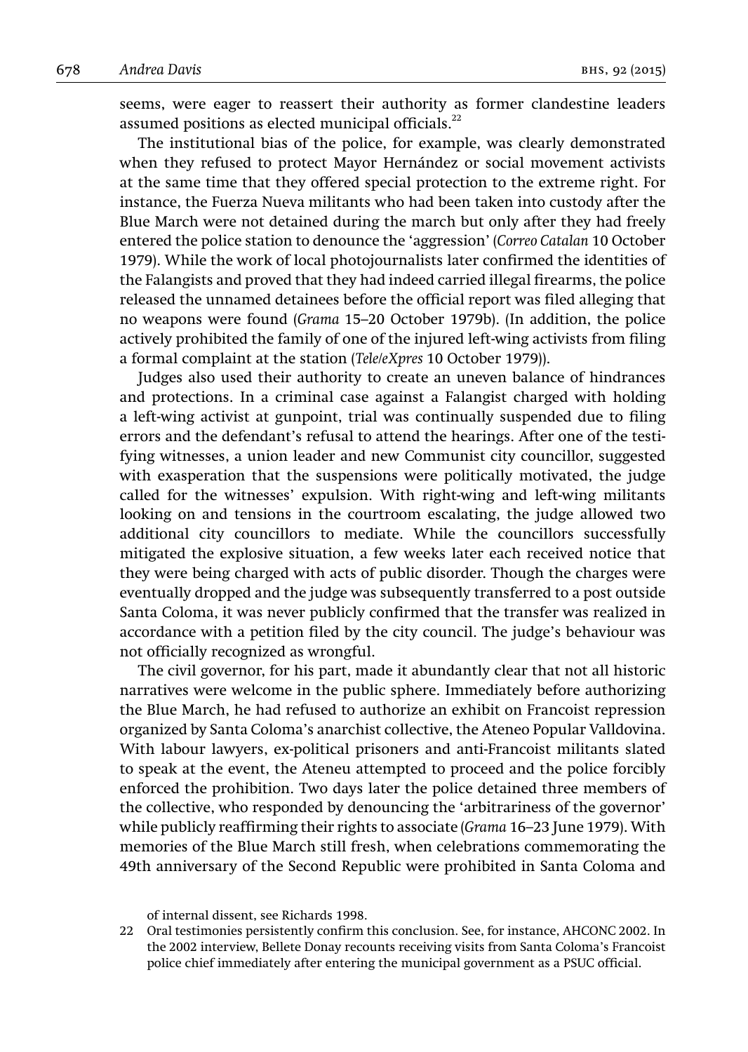seems, were eager to reassert their authority as former clandestine leaders assumed positions as elected municipal officials.[22]

The institutional bias of the police, for example, was clearly demonstrated when they refused to protect Mayor Hernández or social movement activists at the same time that they offered special protection to the extreme right. For instance, the Fuerza Nueva militants who had been taken into custody after the Blue March were not detained during the march but only after they had freely entered the police station to denounce the 'aggression' (*Correo Catalan* 10 October 1979). While the work of local photojournalists later confirmed the identities of the Falangists and proved that they had indeed carried illegal firearms, the police released the unnamed detainees before the official report was filed alleging that no weapons were found (*Grama* 15–20 October 1979b). (In addition, the police actively prohibited the family of one of the injured left-wing activists from filing a formal complaint at the station (*Tele/eXpres* 10 October 1979)).

Judges also used their authority to create an uneven balance of hindrances and protections. In a criminal case against a Falangist charged with holding a left-wing activist at gunpoint, trial was continually suspended due to filing errors and the defendant's refusal to attend the hearings. After one of the testifying witnesses, a union leader and new Communist city councillor, suggested with exasperation that the suspensions were politically motivated, the judge called for the witnesses' expulsion. With right-wing and left-wing militants looking on and tensions in the courtroom escalating, the judge allowed two additional city councillors to mediate. While the councillors successfully mitigated the explosive situation, a few weeks later each received notice that they were being charged with acts of public disorder. Though the charges were eventually dropped and the judge was subsequently transferred to a post outside Santa Coloma, it was never publicly confirmed that the transfer was realized in accordance with a petition filed by the city council. The judge's behaviour was not officially recognized as wrongful.

The civil governor, for his part, made it abundantly clear that not all historic narratives were welcome in the public sphere. Immediately before authorizing the Blue March, he had refused to authorize an exhibit on Francoist repression organized by Santa Coloma's anarchist collective, the Ateneo Popular Valldovina. With labour lawyers, ex-political prisoners and anti-Francoist militants slated to speak at the event, the Ateneu attempted to proceed and the police forcibly enforced the prohibition. Two days later the police detained three members of the collective, who responded by denouncing the 'arbitrariness of the governor' while publicly reaffirming their rights to associate (*Grama* 16–23 June 1979). With memories of the Blue March still fresh, when celebrations commemorating the 49th anniversary of the Second Republic were prohibited in Santa Coloma and

of internal dissent, see Richards 1998.

22 Oral testimonies persistently confirm this conclusion. See, for instance, AHCONC 2002. In the 2002 interview, Bellete Donay recounts receiving visits from Santa Coloma's Francoist police chief immediately after entering the municipal government as a PSUC official.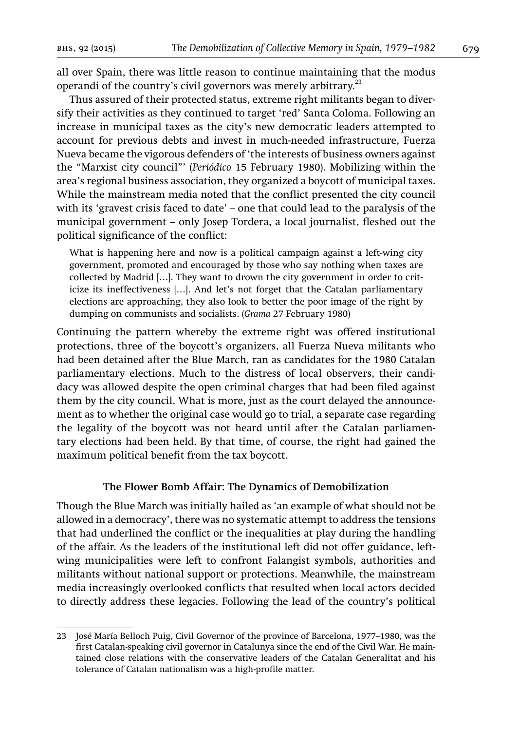all over Spain, there was little reason to continue maintaining that the modus operandi of the country's civil governors was merely arbitrary.[23]

Thus assured of their protected status, extreme right militants began to diversify their activities as they continued to target 'red' Santa Coloma. Following an increase in municipal taxes as the city's new democratic leaders attempted to account for previous debts and invest in much-needed infrastructure, Fuerza Nueva became the vigorous defenders of 'the interests of business owners against the "Marxist city council"' (*Periódico* 15 February 1980). Mobilizing within the area's regional business association, they organized a boycott of municipal taxes. While the mainstream media noted that the conflict presented the city council with its 'gravest crisis faced to date' – one that could lead to the paralysis of the municipal government – only Josep Tordera, a local journalist, fleshed out the political significance of the conflict:

> What is happening here and now is a political campaign against a left-wing city government, promoted and encouraged by those who say nothing when taxes are collected by Madrid […]. They want to drown the city government in order to criticize its ineffectiveness […]. And let's not forget that the Catalan parliamentary elections are approaching, they also look to better the poor image of the right by dumping on communists and socialists. (*Grama* 27 February 1980)

Continuing the pattern whereby the extreme right was offered institutional protections, three of the boycott's organizers, all Fuerza Nueva militants who had been detained after the Blue March, ran as candidates for the 1980 Catalan parliamentary elections. Much to the distress of local observers, their candidacy was allowed despite the open criminal charges that had been filed against them by the city council. What is more, just as the court delayed the announcement as to whether the original case would go to trial, a separate case regarding the legality of the boycott was not heard until after the Catalan parliamentary elections had been held. By that time, of course, the right had gained the maximum political benefit from the tax boycott.

## The Flower Bomb Affair: The Dynamics of Demobilization

Though the Blue March was initially hailed as 'an example of what should not be allowed in a democracy', there was no systematic attempt to address the tensions that had underlined the conflict or the inequalities at play during the handling of the affair. As the leaders of the institutional left did not offer guidance, left-wing municipalities were left to confront Falangist symbols, authorities and militants without national support or protections. Meanwhile, the mainstream media increasingly overlooked conflicts that resulted when local actors decided to directly address these legacies. Following the lead of the country's political

---

23 José María Belloch Puig, Civil Governor of the province of Barcelona, 1977–1980, was the first Catalan-speaking civil governor in Catalunya since the end of the Civil War. He maintained close relations with the conservative leaders of the Catalan Generalitat and his tolerance of Catalan nationalism was a high-profile matter.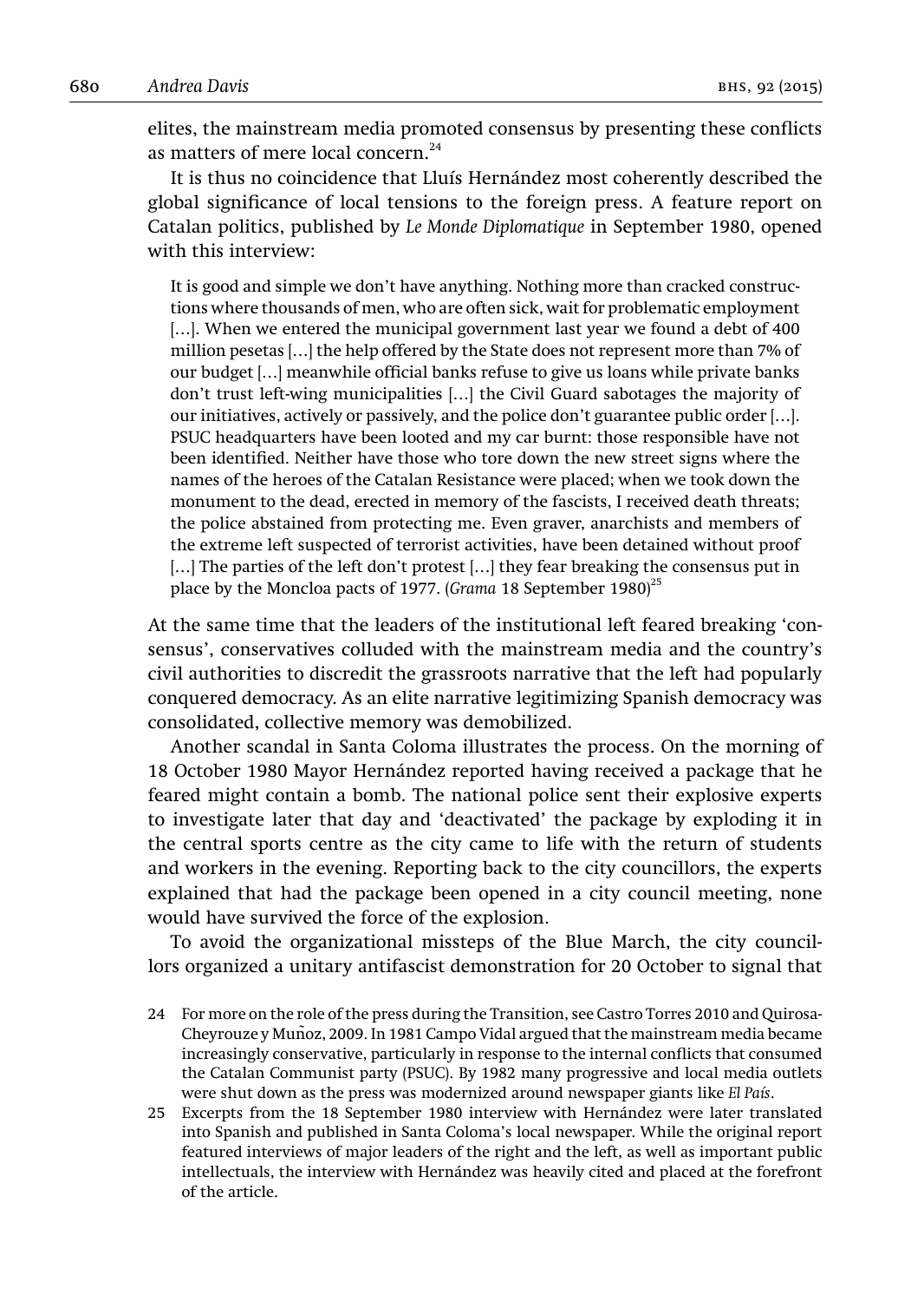elites, the mainstream media promoted consensus by presenting these conflicts as matters of mere local concern.[24]

It is thus no coincidence that Lluís Hernández most coherently described the global significance of local tensions to the foreign press. A feature report on Catalan politics, published by *Le Monde Diplomatique* in September 1980, opened with this interview:

> It is good and simple we don't have anything. Nothing more than cracked constructions where thousands of men, who are often sick, wait for problematic employment [...]. When we entered the municipal government last year we found a debt of 400 million pesetas [...] the help offered by the State does not represent more than 7% of our budget [...] meanwhile official banks refuse to give us loans while private banks don't trust left-wing municipalities [...] the Civil Guard sabotages the majority of our initiatives, actively or passively, and the police don't guarantee public order [...]. PSUC headquarters have been looted and my car burnt: those responsible have not been identified. Neither have those who tore down the new street signs where the names of the heroes of the Catalan Resistance were placed; when we took down the monument to the dead, erected in memory of the fascists, I received death threats; the police abstained from protecting me. Even graver, anarchists and members of the extreme left suspected of terrorist activities, have been detained without proof [...] The parties of the left don't protest [...] they fear breaking the consensus put in place by the Moncloa pacts of 1977. (*Grama* 18 September 1980)[25]

At the same time that the leaders of the institutional left feared breaking 'consensus', conservatives colluded with the mainstream media and the country's civil authorities to discredit the grassroots narrative that the left had popularly conquered democracy. As an elite narrative legitimizing Spanish democracy was consolidated, collective memory was demobilized.

Another scandal in Santa Coloma illustrates the process. On the morning of 18 October 1980 Mayor Hernández reported having received a package that he feared might contain a bomb. The national police sent their explosive experts to investigate later that day and 'deactivated' the package by exploding it in the central sports centre as the city came to life with the return of students and workers in the evening. Reporting back to the city councillors, the experts explained that had the package been opened in a city council meeting, none would have survived the force of the explosion.

To avoid the organizational missteps of the Blue March, the city councillors organized a unitary antifascist demonstration for 20 October to signal that

24 For more on the role of the press during the Transition, see Castro Torres 2010 and Quirosa-Cheyrouze y Muñoz, 2009. In 1981 Campo Vidal argued that the mainstream media became increasingly conservative, particularly in response to the internal conflicts that consumed the Catalan Communist party (PSUC). By 1982 many progressive and local media outlets were shut down as the press was modernized around newspaper giants like *El País*.

25 Excerpts from the 18 September 1980 interview with Hernández were later translated into Spanish and published in Santa Coloma's local newspaper. While the original report featured interviews of major leaders of the right and the left, as well as important public intellectuals, the interview with Hernández was heavily cited and placed at the forefront of the article.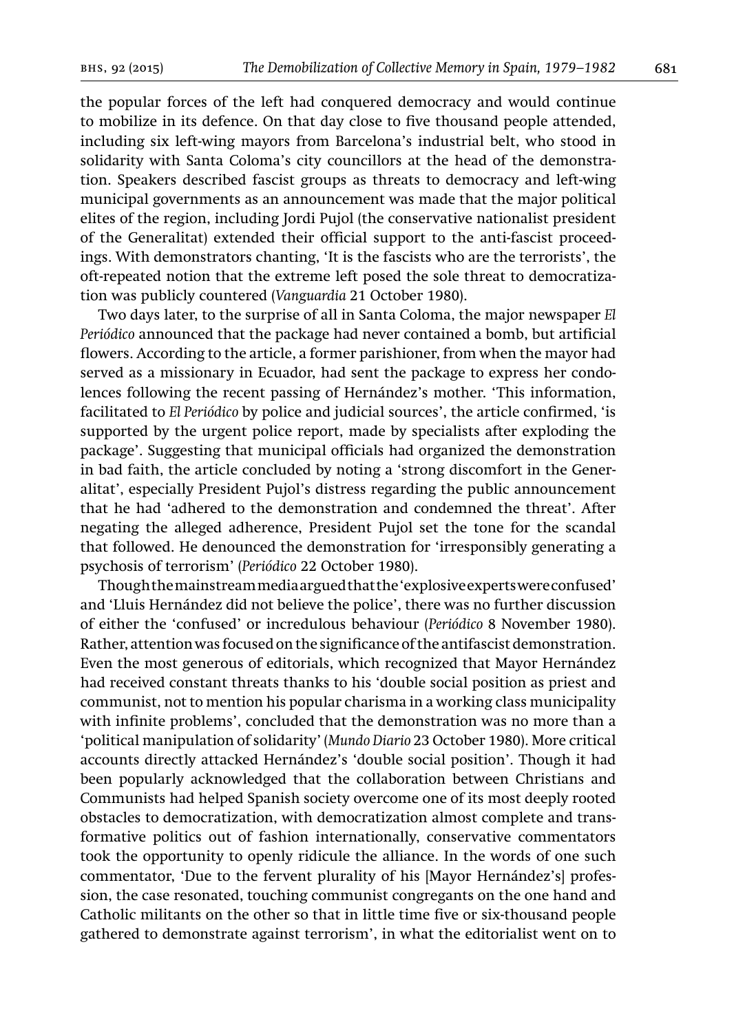the popular forces of the left had conquered democracy and would continue to mobilize in its defence. On that day close to five thousand people attended, including six left-wing mayors from Barcelona's industrial belt, who stood in solidarity with Santa Coloma's city councillors at the head of the demonstration. Speakers described fascist groups as threats to democracy and left-wing municipal governments as an announcement was made that the major political elites of the region, including Jordi Pujol (the conservative nationalist president of the Generalitat) extended their official support to the anti-fascist proceedings. With demonstrators chanting, 'It is the fascists who are the terrorists', the oft-repeated notion that the extreme left posed the sole threat to democratization was publicly countered (*Vanguardia* 21 October 1980).

Two days later, to the surprise of all in Santa Coloma, the major newspaper *El Periódico* announced that the package had never contained a bomb, but artificial flowers. According to the article, a former parishioner, from when the mayor had served as a missionary in Ecuador, had sent the package to express her condolences following the recent passing of Hernández's mother. 'This information, facilitated to *El Periódico* by police and judicial sources', the article confirmed, 'is supported by the urgent police report, made by specialists after exploding the package'. Suggesting that municipal officials had organized the demonstration in bad faith, the article concluded by noting a 'strong discomfort in the Generalitat', especially President Pujol's distress regarding the public announcement that he had 'adhered to the demonstration and condemned the threat'. After negating the alleged adherence, President Pujol set the tone for the scandal that followed. He denounced the demonstration for 'irresponsibly generating a psychosis of terrorism' (*Periódico* 22 October 1980).

Though the mainstream media argued that the 'explosive experts were confused' and 'Lluis Hernández did not believe the police', there was no further discussion of either the 'confused' or incredulous behaviour (*Periódico* 8 November 1980). Rather, attention was focused on the significance of the antifascist demonstration. Even the most generous of editorials, which recognized that Mayor Hernández had received constant threats thanks to his 'double social position as priest and communist, not to mention his popular charisma in a working class municipality with infinite problems', concluded that the demonstration was no more than a 'political manipulation of solidarity' (*Mundo Diario* 23 October 1980). More critical accounts directly attacked Hernández's 'double social position'. Though it had been popularly acknowledged that the collaboration between Christians and Communists had helped Spanish society overcome one of its most deeply rooted obstacles to democratization, with democratization almost complete and transformative politics out of fashion internationally, conservative commentators took the opportunity to openly ridicule the alliance. In the words of one such commentator, 'Due to the fervent plurality of his [Mayor Hernández's] profession, the case resonated, touching communist congregants on the one hand and Catholic militants on the other so that in little time five or six-thousand people gathered to demonstrate against terrorism', in what the editorialist went on to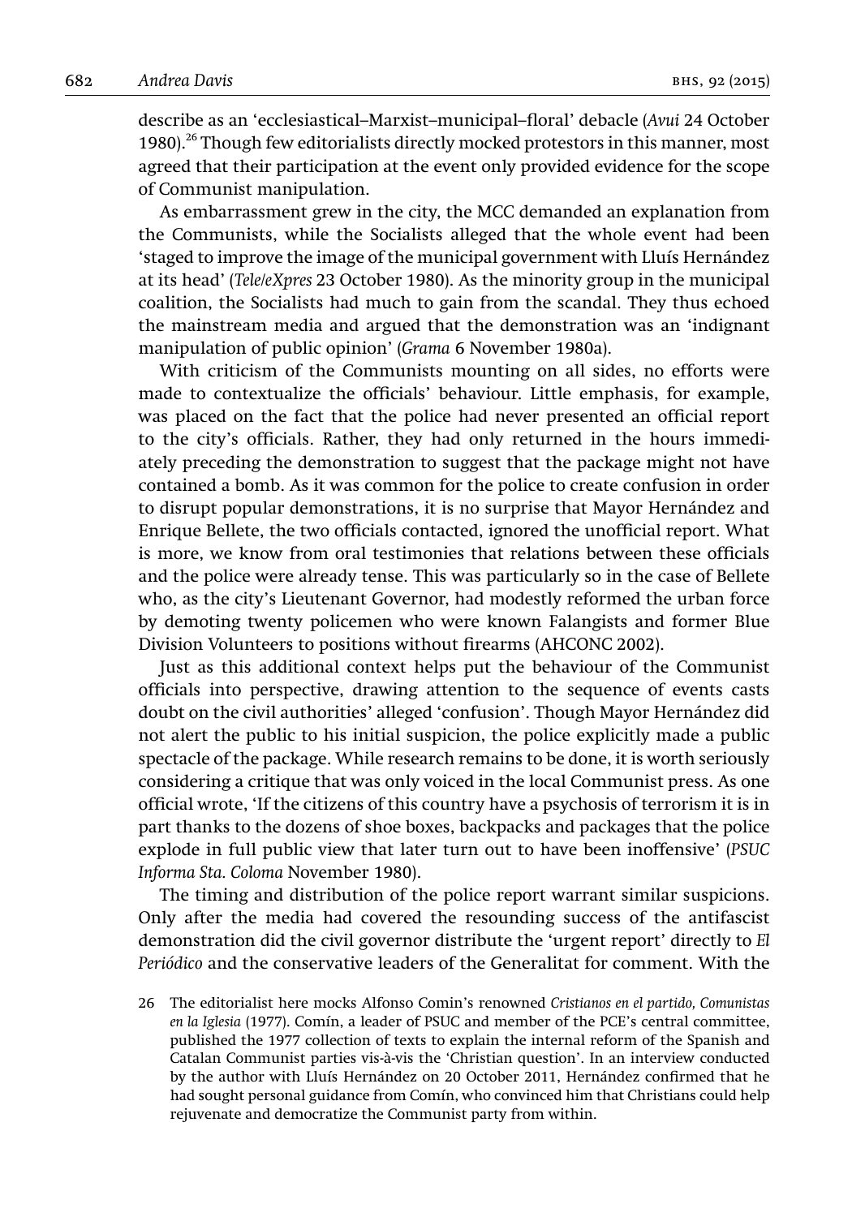describe as an 'ecclesiastical–Marxist–municipal–floral' debacle (*Avui* 24 October 1980).[26] Though few editorialists directly mocked protestors in this manner, most agreed that their participation at the event only provided evidence for the scope of Communist manipulation.

As embarrassment grew in the city, the MCC demanded an explanation from the Communists, while the Socialists alleged that the whole event had been 'staged to improve the image of the municipal government with Lluís Hernández at its head' (*Tele/eXpres* 23 October 1980). As the minority group in the municipal coalition, the Socialists had much to gain from the scandal. They thus echoed the mainstream media and argued that the demonstration was an 'indignant manipulation of public opinion' (*Grama* 6 November 1980a).

With criticism of the Communists mounting on all sides, no efforts were made to contextualize the officials' behaviour. Little emphasis, for example, was placed on the fact that the police had never presented an official report to the city's officials. Rather, they had only returned in the hours immediately preceding the demonstration to suggest that the package might not have contained a bomb. As it was common for the police to create confusion in order to disrupt popular demonstrations, it is no surprise that Mayor Hernández and Enrique Bellete, the two officials contacted, ignored the unofficial report. What is more, we know from oral testimonies that relations between these officials and the police were already tense. This was particularly so in the case of Bellete who, as the city's Lieutenant Governor, had modestly reformed the urban force by demoting twenty policemen who were known Falangists and former Blue Division Volunteers to positions without firearms (AHCONC 2002).

Just as this additional context helps put the behaviour of the Communist officials into perspective, drawing attention to the sequence of events casts doubt on the civil authorities' alleged 'confusion'. Though Mayor Hernández did not alert the public to his initial suspicion, the police explicitly made a public spectacle of the package. While research remains to be done, it is worth seriously considering a critique that was only voiced in the local Communist press. As one official wrote, 'If the citizens of this country have a psychosis of terrorism it is in part thanks to the dozens of shoe boxes, backpacks and packages that the police explode in full public view that later turn out to have been inoffensive' (*PSUC Informa Sta. Coloma* November 1980).

The timing and distribution of the police report warrant similar suspicions. Only after the media had covered the resounding success of the antifascist demonstration did the civil governor distribute the 'urgent report' directly to *El Periódico* and the conservative leaders of the Generalitat for comment. With the

26 The editorialist here mocks Alfonso Comin's renowned *Cristianos en el partido, Comunistas en la Iglesia* (1977). Comín, a leader of PSUC and member of the PCE's central committee, published the 1977 collection of texts to explain the internal reform of the Spanish and Catalan Communist parties vis-à-vis the 'Christian question'. In an interview conducted by the author with Lluís Hernández on 20 October 2011, Hernández confirmed that he had sought personal guidance from Comín, who convinced him that Christians could help rejuvenate and democratize the Communist party from within.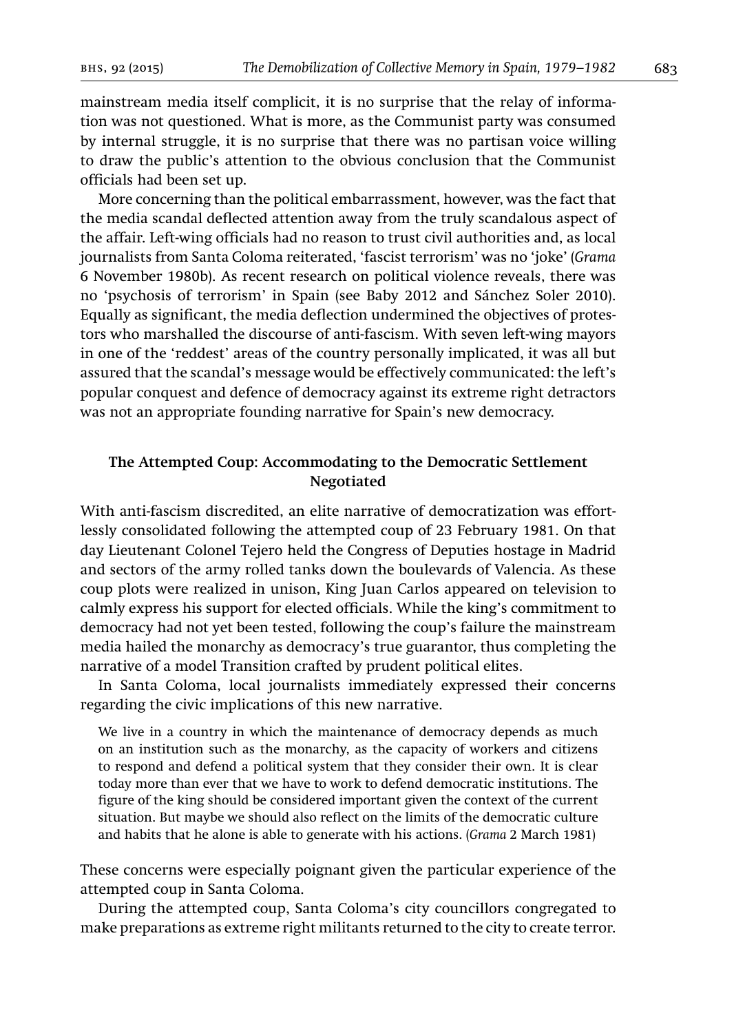mainstream media itself complicit, it is no surprise that the relay of information was not questioned. What is more, as the Communist party was consumed by internal struggle, it is no surprise that there was no partisan voice willing to draw the public's attention to the obvious conclusion that the Communist officials had been set up.

More concerning than the political embarrassment, however, was the fact that the media scandal deflected attention away from the truly scandalous aspect of the affair. Left-wing officials had no reason to trust civil authorities and, as local journalists from Santa Coloma reiterated, 'fascist terrorism' was no 'joke' (*Grama* 6 November 1980b). As recent research on political violence reveals, there was no 'psychosis of terrorism' in Spain (see Baby 2012 and Sánchez Soler 2010). Equally as significant, the media deflection undermined the objectives of protestors who marshalled the discourse of anti-fascism. With seven left-wing mayors in one of the 'reddest' areas of the country personally implicated, it was all but assured that the scandal's message would be effectively communicated: the left's popular conquest and defence of democracy against its extreme right detractors was not an appropriate founding narrative for Spain's new democracy.

### The Attempted Coup: Accommodating to the Democratic Settlement Negotiated

With anti-fascism discredited, an elite narrative of democratization was effortlessly consolidated following the attempted coup of 23 February 1981. On that day Lieutenant Colonel Tejero held the Congress of Deputies hostage in Madrid and sectors of the army rolled tanks down the boulevards of Valencia. As these coup plots were realized in unison, King Juan Carlos appeared on television to calmly express his support for elected officials. While the king's commitment to democracy had not yet been tested, following the coup's failure the mainstream media hailed the monarchy as democracy's true guarantor, thus completing the narrative of a model Transition crafted by prudent political elites.

In Santa Coloma, local journalists immediately expressed their concerns regarding the civic implications of this new narrative.

> We live in a country in which the maintenance of democracy depends as much on an institution such as the monarchy, as the capacity of workers and citizens to respond and defend a political system that they consider their own. It is clear today more than ever that we have to work to defend democratic institutions. The figure of the king should be considered important given the context of the current situation. But maybe we should also reflect on the limits of the democratic culture and habits that he alone is able to generate with his actions. (*Grama* 2 March 1981)

These concerns were especially poignant given the particular experience of the attempted coup in Santa Coloma.

During the attempted coup, Santa Coloma's city councillors congregated to make preparations as extreme right militants returned to the city to create terror.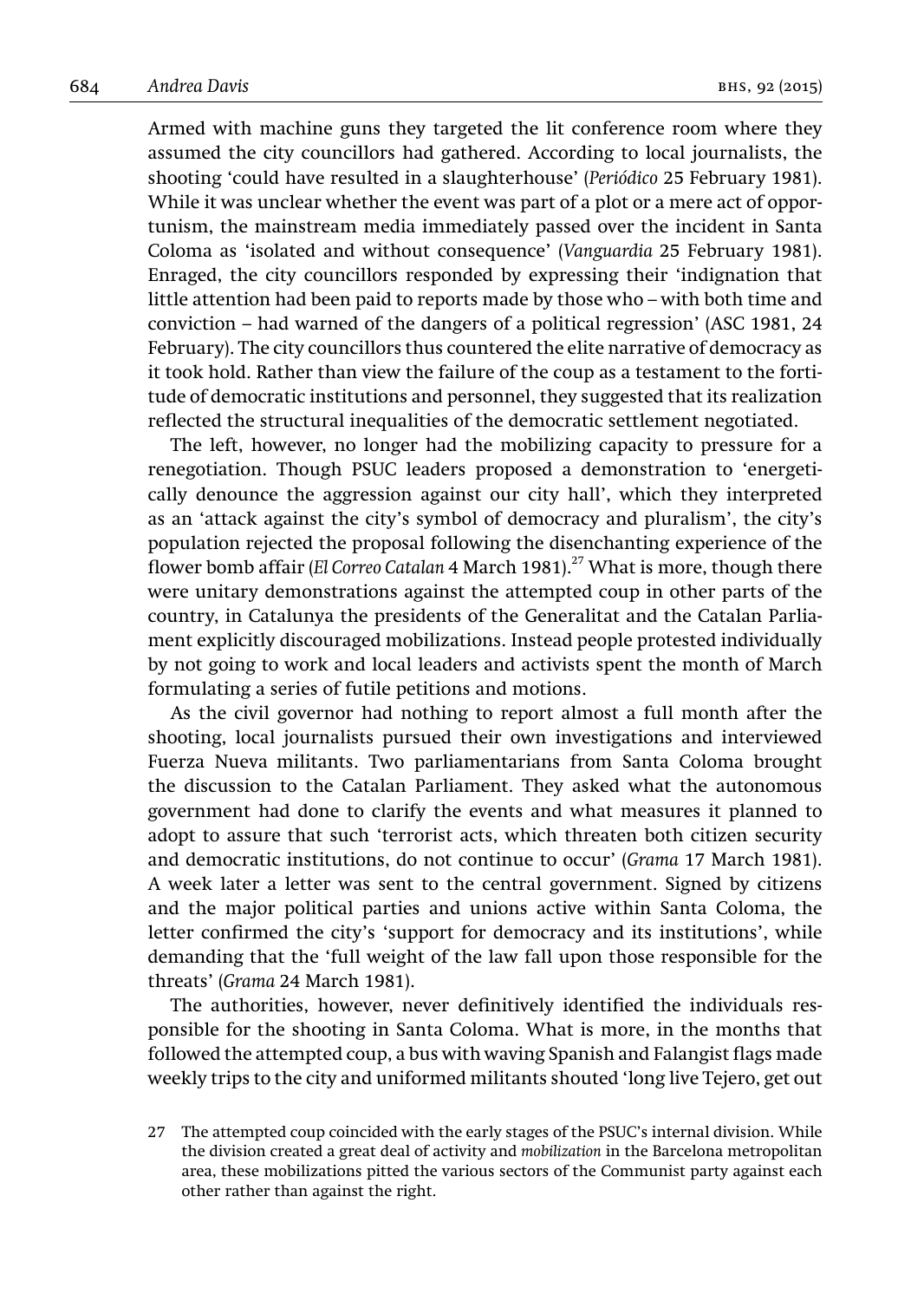Armed with machine guns they targeted the lit conference room where they assumed the city councillors had gathered. According to local journalists, the shooting 'could have resulted in a slaughterhouse' (*Periódico* 25 February 1981). While it was unclear whether the event was part of a plot or a mere act of opportunism, the mainstream media immediately passed over the incident in Santa Coloma as 'isolated and without consequence' (*Vanguardia* 25 February 1981). Enraged, the city councillors responded by expressing their 'indignation that little attention had been paid to reports made by those who – with both time and conviction – had warned of the dangers of a political regression' (ASC 1981, 24 February). The city councillors thus countered the elite narrative of democracy as it took hold. Rather than view the failure of the coup as a testament to the fortitude of democratic institutions and personnel, they suggested that its realization reflected the structural inequalities of the democratic settlement negotiated.

The left, however, no longer had the mobilizing capacity to pressure for a renegotiation. Though PSUC leaders proposed a demonstration to 'energetically denounce the aggression against our city hall', which they interpreted as an 'attack against the city's symbol of democracy and pluralism', the city's population rejected the proposal following the disenchanting experience of the flower bomb affair (*El Correo Catalan* 4 March 1981).[27] What is more, though there were unitary demonstrations against the attempted coup in other parts of the country, in Catalunya the presidents of the Generalitat and the Catalan Parliament explicitly discouraged mobilizations. Instead people protested individually by not going to work and local leaders and activists spent the month of March formulating a series of futile petitions and motions.

As the civil governor had nothing to report almost a full month after the shooting, local journalists pursued their own investigations and interviewed Fuerza Nueva militants. Two parliamentarians from Santa Coloma brought the discussion to the Catalan Parliament. They asked what the autonomous government had done to clarify the events and what measures it planned to adopt to assure that such 'terrorist acts, which threaten both citizen security and democratic institutions, do not continue to occur' (*Grama* 17 March 1981). A week later a letter was sent to the central government. Signed by citizens and the major political parties and unions active within Santa Coloma, the letter confirmed the city's 'support for democracy and its institutions', while demanding that the 'full weight of the law fall upon those responsible for the threats' (*Grama* 24 March 1981).

The authorities, however, never definitively identified the individuals responsible for the shooting in Santa Coloma. What is more, in the months that followed the attempted coup, a bus with waving Spanish and Falangist flags made weekly trips to the city and uniformed militants shouted 'long live Tejero, get out

27 The attempted coup coincided with the early stages of the PSUC's internal division. While the division created a great deal of activity and *mobilization* in the Barcelona metropolitan area, these mobilizations pitted the various sectors of the Communist party against each other rather than against the right.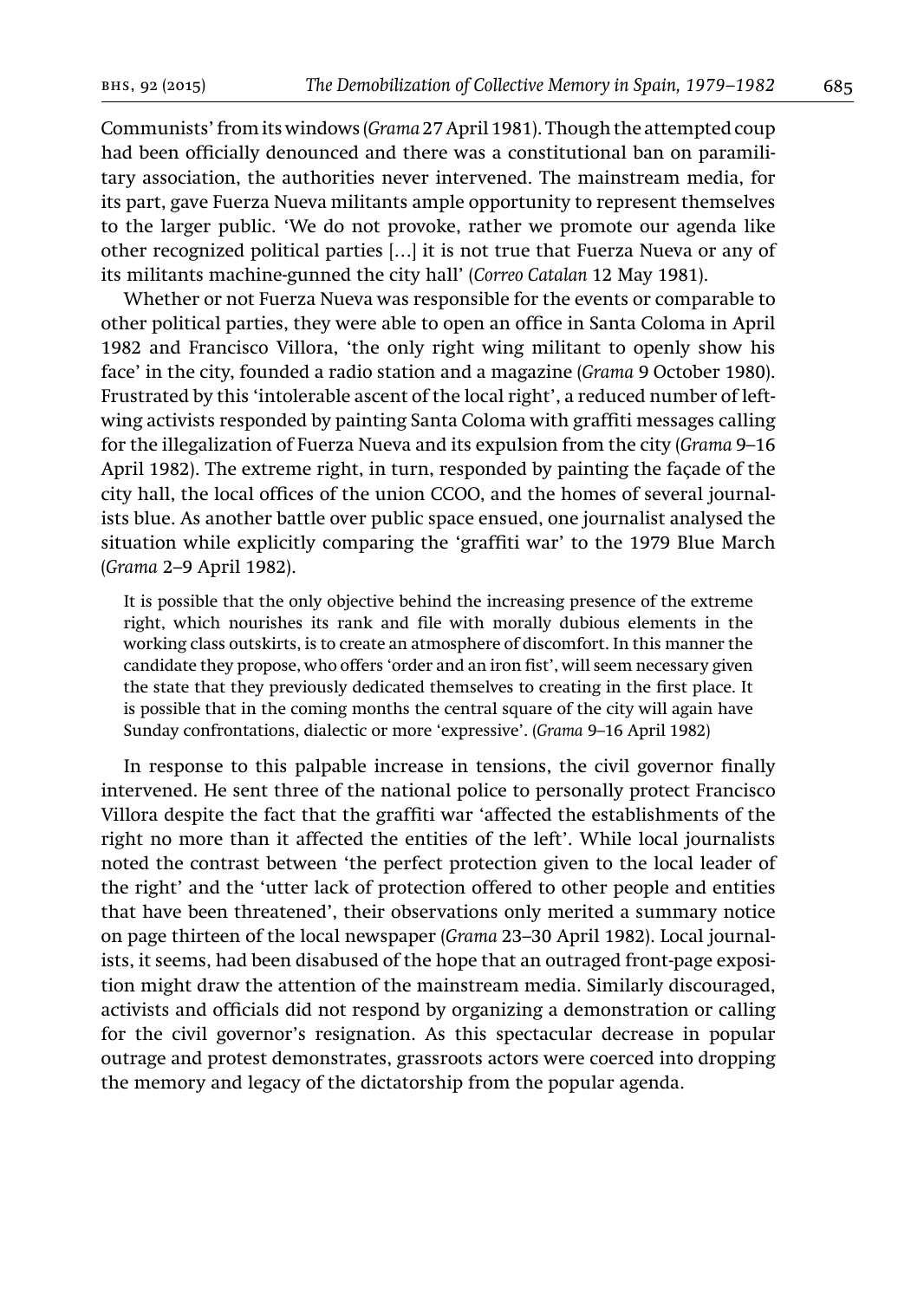Communists' from its windows (*Grama* 27 April 1981). Though the attempted coup had been officially denounced and there was a constitutional ban on paramilitary association, the authorities never intervened. The mainstream media, for its part, gave Fuerza Nueva militants ample opportunity to represent themselves to the larger public. 'We do not provoke, rather we promote our agenda like other recognized political parties [...] it is not true that Fuerza Nueva or any of its militants machine-gunned the city hall' (*Correo Catalan* 12 May 1981).

Whether or not Fuerza Nueva was responsible for the events or comparable to other political parties, they were able to open an office in Santa Coloma in April 1982 and Francisco Villora, 'the only right wing militant to openly show his face' in the city, founded a radio station and a magazine (*Grama* 9 October 1980). Frustrated by this 'intolerable ascent of the local right', a reduced number of left-wing activists responded by painting Santa Coloma with graffiti messages calling for the illegalization of Fuerza Nueva and its expulsion from the city (*Grama* 9–16 April 1982). The extreme right, in turn, responded by painting the façade of the city hall, the local offices of the union CCOO, and the homes of several journalists blue. As another battle over public space ensued, one journalist analysed the situation while explicitly comparing the 'graffiti war' to the 1979 Blue March (*Grama* 2–9 April 1982).

> It is possible that the only objective behind the increasing presence of the extreme right, which nourishes its rank and file with morally dubious elements in the working class outskirts, is to create an atmosphere of discomfort. In this manner the candidate they propose, who offers 'order and an iron fist', will seem necessary given the state that they previously dedicated themselves to creating in the first place. It is possible that in the coming months the central square of the city will again have Sunday confrontations, dialectic or more 'expressive'. (*Grama* 9–16 April 1982)

In response to this palpable increase in tensions, the civil governor finally intervened. He sent three of the national police to personally protect Francisco Villora despite the fact that the graffiti war 'affected the establishments of the right no more than it affected the entities of the left'. While local journalists noted the contrast between 'the perfect protection given to the local leader of the right' and the 'utter lack of protection offered to other people and entities that have been threatened', their observations only merited a summary notice on page thirteen of the local newspaper (*Grama* 23–30 April 1982). Local journalists, it seems, had been disabused of the hope that an outraged front-page exposition might draw the attention of the mainstream media. Similarly discouraged, activists and officials did not respond by organizing a demonstration or calling for the civil governor's resignation. As this spectacular decrease in popular outrage and protest demonstrates, grassroots actors were coerced into dropping the memory and legacy of the dictatorship from the popular agenda.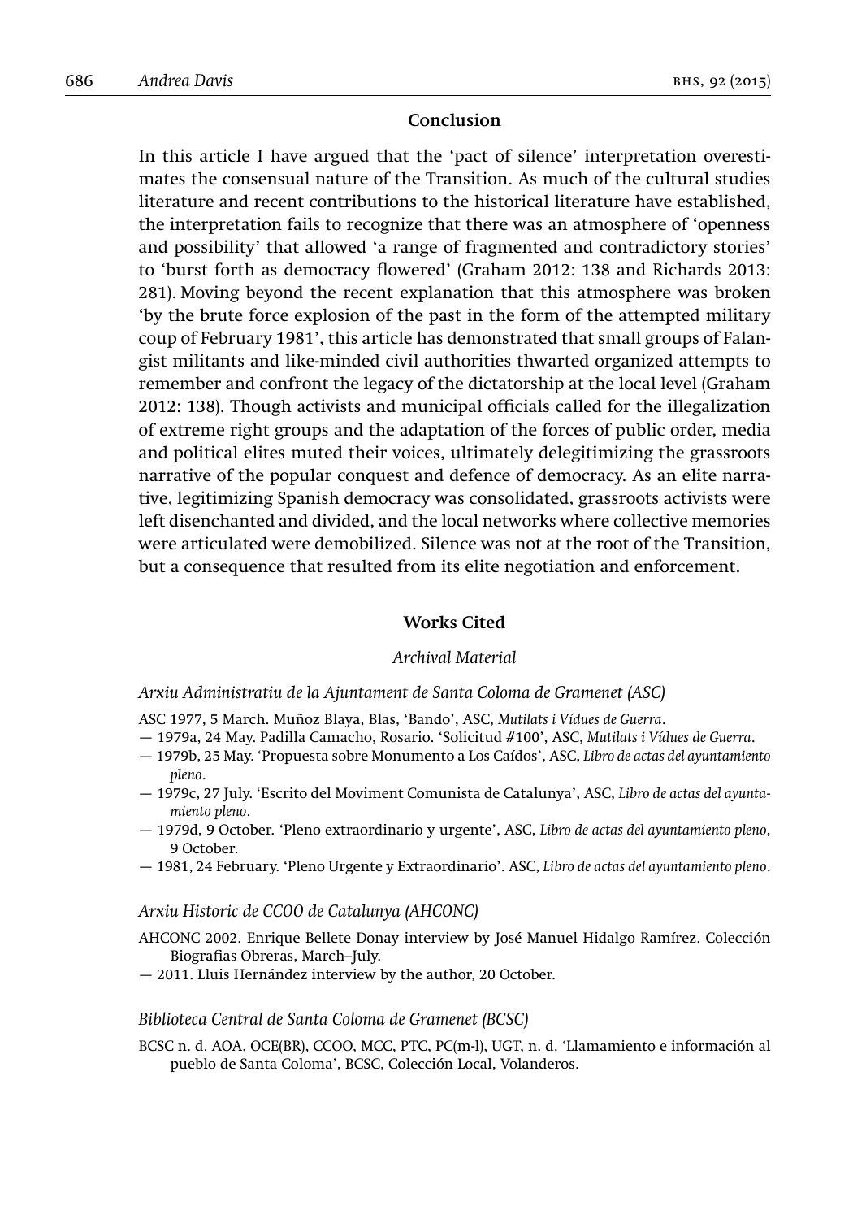## Conclusion

In this article I have argued that the 'pact of silence' interpretation overestimates the consensual nature of the Transition. As much of the cultural studies literature and recent contributions to the historical literature have established, the interpretation fails to recognize that there was an atmosphere of 'openness and possibility' that allowed 'a range of fragmented and contradictory stories' to 'burst forth as democracy flowered' (Graham 2012: 138 and Richards 2013: 281). Moving beyond the recent explanation that this atmosphere was broken 'by the brute force explosion of the past in the form of the attempted military coup of February 1981', this article has demonstrated that small groups of Falangist militants and like-minded civil authorities thwarted organized attempts to remember and confront the legacy of the dictatorship at the local level (Graham 2012: 138). Though activists and municipal officials called for the illegalization of extreme right groups and the adaptation of the forces of public order, media and political elites muted their voices, ultimately delegitimizing the grassroots narrative of the popular conquest and defence of democracy. As an elite narrative, legitimizing Spanish democracy was consolidated, grassroots activists were left disenchanted and divided, and the local networks where collective memories were articulated were demobilized. Silence was not at the root of the Transition, but a consequence that resulted from its elite negotiation and enforcement.

## Works Cited

### *Archival Material*

*Arxiu Administratiu de la Ajuntament de Santa Coloma de Gramenet (ASC)*

ASC 1977, 5 March. Muñoz Blaya, Blas, 'Bando', ASC, *Mutilats i Vídues de Guerra*.

— 1979a, 24 May. Padilla Camacho, Rosario. 'Solicitud #100', ASC, *Mutilats i Vídues de Guerra*.

— 1979b, 25 May. 'Propuesta sobre Monumento a Los Caídos', ASC, *Libro de actas del ayuntamiento pleno*.

— 1979c, 27 July. 'Escrito del Moviment Comunista de Catalunya', ASC, *Libro de actas del ayuntamiento pleno*.

— 1979d, 9 October. 'Pleno extraordinario y urgente', ASC, *Libro de actas del ayuntamiento pleno*, 9 October.

— 1981, 24 February. 'Pleno Urgente y Extraordinario'. ASC, *Libro de actas del ayuntamiento pleno*.

*Arxiu Historic de CCOO de Catalunya (AHCONC)*

AHCONC 2002. Enrique Bellete Donay interview by José Manuel Hidalgo Ramírez. Colección Biografias Obreras, March–July.

— 2011. Lluis Hernández interview by the author, 20 October.

*Biblioteca Central de Santa Coloma de Gramenet (BCSC)*

BCSC n. d. AOA, OCE(BR), CCOO, MCC, PTC, PC(m-l), UGT, n. d. 'Llamamiento e información al pueblo de Santa Coloma', BCSC, Colección Local, Volanderos.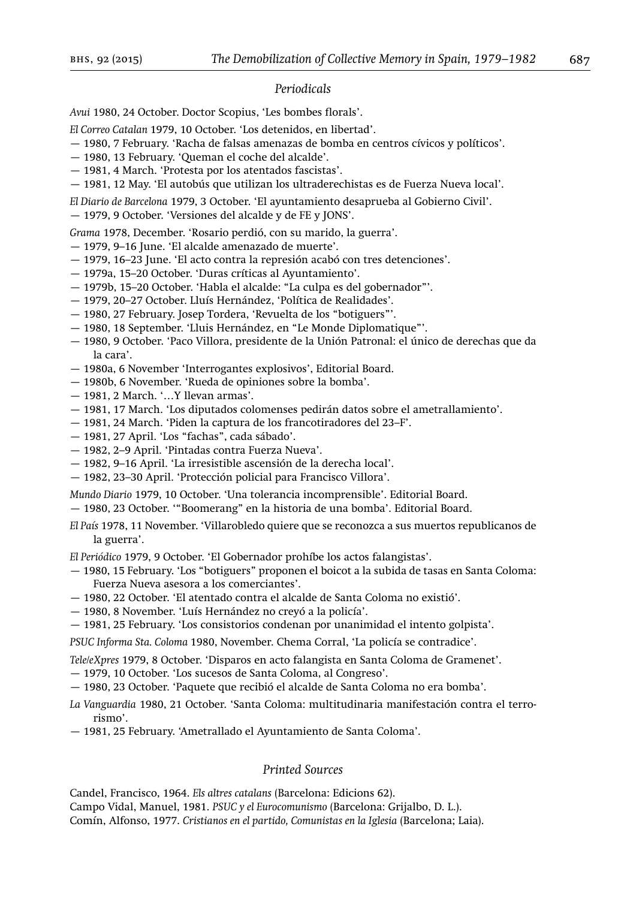### *Periodicals*

*Avui* 1980, 24 October. Doctor Scopius, 'Les bombes florals'.

*El Correo Catalan* 1979, 10 October. 'Los detenidos, en libertad'.
— 1980, 7 February. 'Racha de falsas amenazas de bomba en centros cívicos y políticos'.
— 1980, 13 February. 'Queman el coche del alcalde'.
— 1981, 4 March. 'Protesta por los atentados fascistas'.
— 1981, 12 May. 'El autobús que utilizan los ultraderechistas es de Fuerza Nueva local'.

*El Diario de Barcelona* 1979, 3 October. 'El ayuntamiento desaprueba al Gobierno Civil'.
— 1979, 9 October. 'Versiones del alcalde y de FE y JONS'.

*Grama* 1978, December. 'Rosario perdió, con su marido, la guerra'.
— 1979, 9–16 June. 'El alcalde amenazado de muerte'.
— 1979, 16–23 June. 'El acto contra la represión acabó con tres detenciones'.
— 1979a, 15–20 October. 'Duras críticas al Ayuntamiento'.
— 1979b, 15–20 October. 'Habla el alcalde: "La culpa es del gobernador"'.
— 1979, 20–27 October. Lluís Hernández, 'Política de Realidades'.
— 1980, 27 February. Josep Tordera, 'Revuelta de los "botiguers"'.
— 1980, 18 September. 'Lluis Hernández, en "Le Monde Diplomatique"'.
— 1980, 9 October. 'Paco Villora, presidente de la Unión Patronal: el único de derechas que da la cara'.
— 1980a, 6 November 'Interrogantes explosivos', Editorial Board.
— 1980b, 6 November. 'Rueda de opiniones sobre la bomba'.
— 1981, 2 March. '…Y llevan armas'.
— 1981, 17 March. 'Los diputados colomenses pedirán datos sobre el ametrallamiento'.
— 1981, 24 March. 'Piden la captura de los francotiradores del 23–F'.
— 1981, 27 April. 'Los "fachas", cada sábado'.
— 1982, 2–9 April. 'Pintadas contra Fuerza Nueva'.
— 1982, 9–16 April. 'La irresistible ascensión de la derecha local'.
— 1982, 23–30 April. 'Protección policial para Francisco Villora'.

*Mundo Diario* 1979, 10 October. 'Una tolerancia incomprensible'. Editorial Board.
— 1980, 23 October. '"Boomerang" en la historia de una bomba'. Editorial Board.

*El País* 1978, 11 November. 'Villarobledo quiere que se reconozca a sus muertos republicanos de la guerra'.

*El Periódico* 1979, 9 October. 'El Gobernador prohíbe los actos falangistas'.
— 1980, 15 February. 'Los "botiguers" proponen el boicot a la subida de tasas en Santa Coloma: Fuerza Nueva asesora a los comerciantes'.
— 1980, 22 October. 'El atentado contra el alcalde de Santa Coloma no existió'.
— 1980, 8 November. 'Luís Hernández no creyó a la policía'.
— 1981, 25 February. 'Los consistorios condenan por unanimidad el intento golpista'.

*PSUC Informa Sta. Coloma* 1980, November. Chema Corral, 'La policía se contradice'.

*Tele/eXpres* 1979, 8 October. 'Disparos en acto falangista en Santa Coloma de Gramenet'.
— 1979, 10 October. 'Los sucesos de Santa Coloma, al Congreso'.
— 1980, 23 October. 'Paquete que recibió el alcalde de Santa Coloma no era bomba'.

*La Vanguardia* 1980, 21 October. 'Santa Coloma: multitudinaria manifestación contra el terrorismo'.
— 1981, 25 February. 'Ametrallado el Ayuntamiento de Santa Coloma'.

### *Printed Sources*

Candel, Francisco, 1964. *Els altres catalans* (Barcelona: Edicions 62).
Campo Vidal, Manuel, 1981. *PSUC y el Eurocomunismo* (Barcelona: Grijalbo, D. L.).
Comín, Alfonso, 1977. *Cristianos en el partido, Comunistas en la Iglesia* (Barcelona; Laia).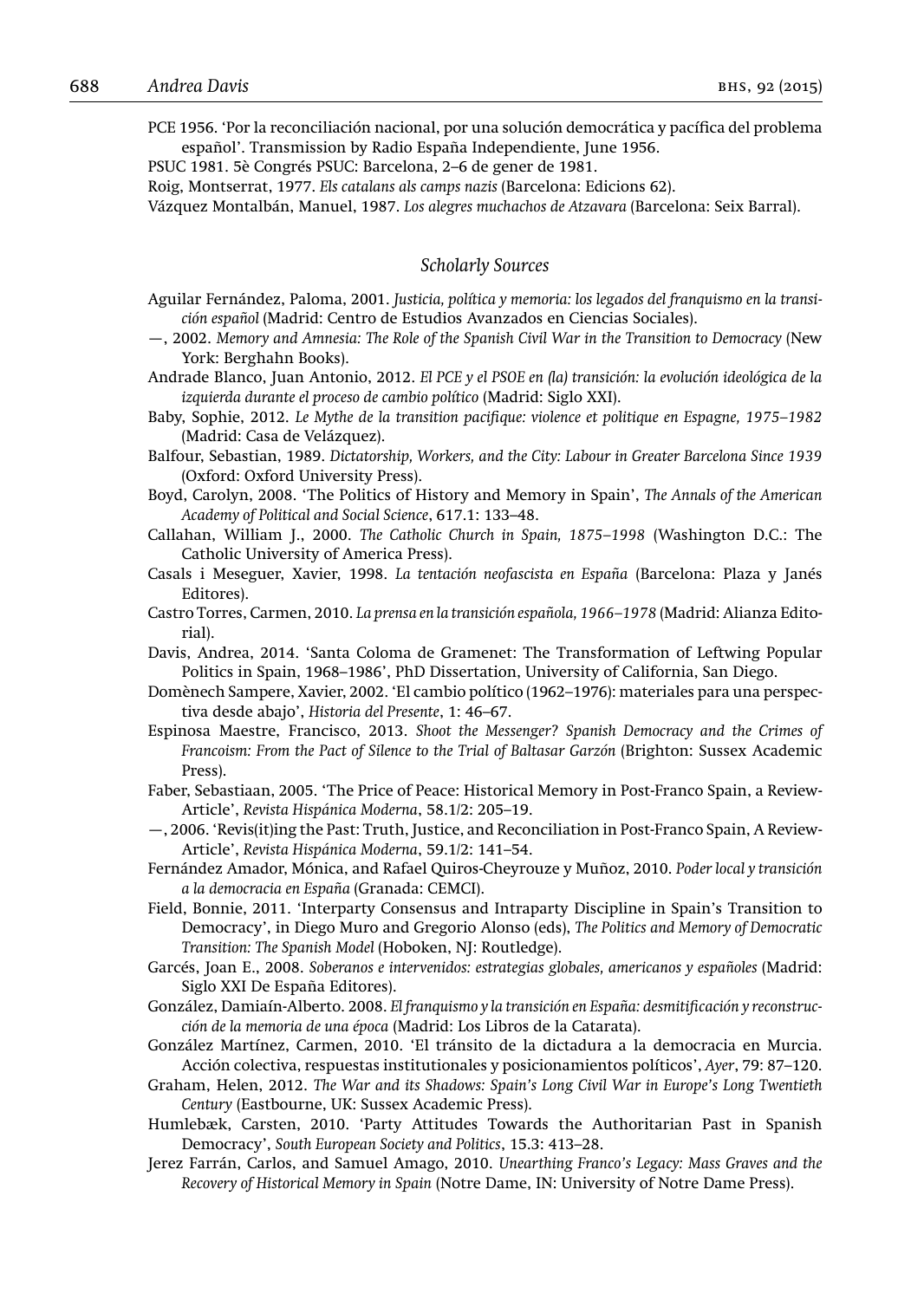PCE 1956. 'Por la reconciliación nacional, por una solución democrática y pacífica del problema español'. Transmission by Radio España Independiente, June 1956.

PSUC 1981. 5è Congrés PSUC: Barcelona, 2–6 de gener de 1981.

Roig, Montserrat, 1977. *Els catalans als camps nazis* (Barcelona: Edicions 62).

Vázquez Montalbán, Manuel, 1987. *Los alegres muchachos de Atzavara* (Barcelona: Seix Barral).

### *Scholarly Sources*

Aguilar Fernández, Paloma, 2001. *Justicia, política y memoria: los legados del franquismo en la transición español* (Madrid: Centro de Estudios Avanzados en Ciencias Sociales).

—, 2002. *Memory and Amnesia: The Role of the Spanish Civil War in the Transition to Democracy* (New York: Berghahn Books).

Andrade Blanco, Juan Antonio, 2012. *El PCE y el PSOE en (la) transición: la evolución ideológica de la izquierda durante el proceso de cambio político* (Madrid: Siglo XXI).

Baby, Sophie, 2012. *Le Mythe de la transition pacifique: violence et politique en Espagne, 1975–1982* (Madrid: Casa de Velázquez).

Balfour, Sebastian, 1989. *Dictatorship, Workers, and the City: Labour in Greater Barcelona Since 1939* (Oxford: Oxford University Press).

Boyd, Carolyn, 2008. 'The Politics of History and Memory in Spain', *The Annals of the American Academy of Political and Social Science*, 617.1: 133–48.

Callahan, William J., 2000. *The Catholic Church in Spain, 1875–1998* (Washington D.C.: The Catholic University of America Press).

Casals i Meseguer, Xavier, 1998. *La tentación neofascista en España* (Barcelona: Plaza y Janés Editores).

Castro Torres, Carmen, 2010. *La prensa en la transición española, 1966–1978* (Madrid: Alianza Editorial).

Davis, Andrea, 2014. 'Santa Coloma de Gramenet: The Transformation of Leftwing Popular Politics in Spain, 1968–1986', PhD Dissertation, University of California, San Diego.

Domènech Sampere, Xavier, 2002. 'El cambio político (1962–1976): materiales para una perspectiva desde abajo', *Historia del Presente*, 1: 46–67.

Espinosa Maestre, Francisco, 2013. *Shoot the Messenger? Spanish Democracy and the Crimes of Francoism: From the Pact of Silence to the Trial of Baltasar Garzón* (Brighton: Sussex Academic Press).

Faber, Sebastiaan, 2005. 'The Price of Peace: Historical Memory in Post-Franco Spain, a Review-Article', *Revista Hispánica Moderna*, 58.1/2: 205–19.

—, 2006. 'Revis(it)ing the Past: Truth, Justice, and Reconciliation in Post-Franco Spain, A Review-Article', *Revista Hispánica Moderna*, 59.1/2: 141–54.

Fernández Amador, Mónica, and Rafael Quiros-Cheyrouze y Muñoz, 2010. *Poder local y transición a la democracia en España* (Granada: CEMCI).

Field, Bonnie, 2011. 'Interparty Consensus and Intraparty Discipline in Spain's Transition to Democracy', in Diego Muro and Gregorio Alonso (eds), *The Politics and Memory of Democratic Transition: The Spanish Model* (Hoboken, NJ: Routledge).

Garcés, Joan E., 2008. *Soberanos e intervenidos: estrategias globales, americanos y españoles* (Madrid: Siglo XXI De España Editores).

González, Damiaín-Alberto. 2008. *El franquismo y la transición en España: desmitificación y reconstrucción de la memoria de una época* (Madrid: Los Libros de la Catarata).

González Martínez, Carmen, 2010. 'El tránsito de la dictadura a la democracia en Murcia. Acción colectiva, respuestas institutionales y posicionamientos políticos', *Ayer*, 79: 87–120.

Graham, Helen, 2012. *The War and its Shadows: Spain's Long Civil War in Europe's Long Twentieth Century* (Eastbourne, UK: Sussex Academic Press).

Humlebæk, Carsten, 2010. 'Party Attitudes Towards the Authoritarian Past in Spanish Democracy', *South European Society and Politics*, 15.3: 413–28.

Jerez Farrán, Carlos, and Samuel Amago, 2010. *Unearthing Franco's Legacy: Mass Graves and the Recovery of Historical Memory in Spain* (Notre Dame, IN: University of Notre Dame Press).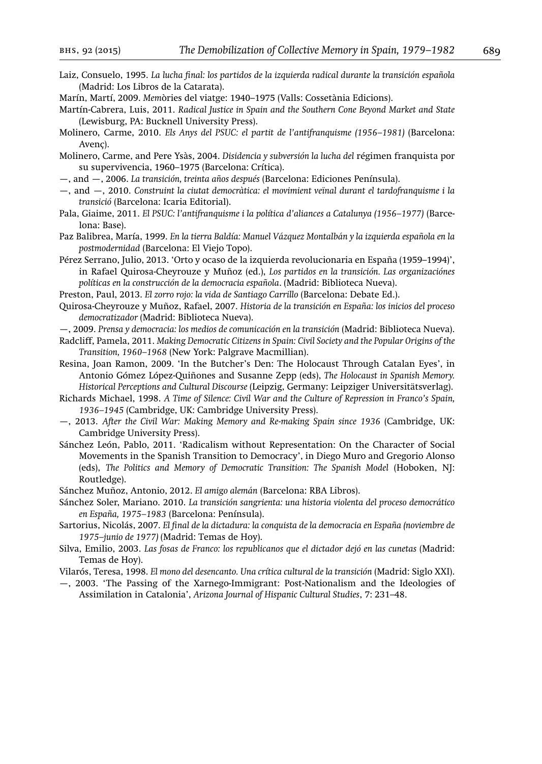Laiz, Consuelo, 1995. *La lucha final: los partidos de la izquierda radical durante la transición española* (Madrid: Los Libros de la Catarata).

Marín, Martí, 2009. *Memòries del viatge: 1940–1975* (Valls: Cossetània Edicions).

Martín-Cabrera, Luis, 2011. *Radical Justice in Spain and the Southern Cone Beyond Market and State* (Lewisburg, PA: Bucknell University Press).

Molinero, Carme, 2010. *Els Anys del PSUC: el partit de l'antifranquisme (1956–1981)* (Barcelona: Avenç).

Molinero, Carme, and Pere Ysàs, 2004. *Disidencia y subversión la lucha del* régimen franquista por su supervivencia, 1960–1975 (Barcelona: Crítica).

—, and —, 2006. *La transición, treinta años después* (Barcelona: Ediciones Península).

—, and —, 2010. *Construint la ciutat democràtica: el movimient veïnal durant el tardofranquisme i la transició* (Barcelona: Icaria Editorial).

Pala, Giaime, 2011. *El PSUC: l'antifranquisme i la política d'aliances a Catalunya (1956–1977)* (Barcelona: Base).

Paz Balibrea, María, 1999. *En la tierra Baldía: Manuel Vázquez Montalbán y la izquierda española en la postmodernidad* (Barcelona: El Viejo Topo).

Pérez Serrano, Julio, 2013. 'Orto y ocaso de la izquierda revolucionaria en España (1959–1994)', in Rafael Quirosa-Cheyrouze y Muñoz (ed.), *Los partidos en la transición. Las organizaciónes políticas en la construcción de la democracia española*. (Madrid: Biblioteca Nueva).

Preston, Paul, 2013. *El zorro rojo: la vida de Santiago Carrillo* (Barcelona: Debate Ed.).

Quirosa-Cheyrouze y Muñoz, Rafael, 2007. *Historia de la transición en España: los inicios del proceso democratizador* (Madrid: Biblioteca Nueva).

—, 2009. *Prensa y democracia: los medios de comunicación en la transición* (Madrid: Biblioteca Nueva).

Radcliff, Pamela, 2011. *Making Democratic Citizens in Spain: Civil Society and the Popular Origins of the Transition, 1960–1968* (New York: Palgrave Macmillian).

Resina, Joan Ramon, 2009. 'In the Butcher's Den: The Holocaust Through Catalan Eyes', in Antonio Gómez López-Quiñones and Susanne Zepp (eds), *The Holocaust in Spanish Memory. Historical Perceptions and Cultural Discourse* (Leipzig, Germany: Leipziger Universitätsverlag).

Richards Michael, 1998. *A Time of Silence: Civil War and the Culture of Repression in Franco's Spain, 1936–1945* (Cambridge, UK: Cambridge University Press).

—, 2013. *After the Civil War: Making Memory and Re-making Spain since 1936* (Cambridge, UK: Cambridge University Press).

Sánchez León, Pablo, 2011. 'Radicalism without Representation: On the Character of Social Movements in the Spanish Transition to Democracy', in Diego Muro and Gregorio Alonso (eds), *The Politics and Memory of Democratic Transition: The Spanish Model* (Hoboken, NJ: Routledge).

Sánchez Muñoz, Antonio, 2012. *El amigo alemán* (Barcelona: RBA Libros).

Sánchez Soler, Mariano. 2010. *La transición sangrienta: una historia violenta del proceso democrático en España, 1975–1983* (Barcelona: Península).

Sartorius, Nicolás, 2007. *El final de la dictadura: la conquista de la democracia en España (noviembre de 1975–junio de 1977)* (Madrid: Temas de Hoy).

Silva, Emilio, 2003. *Las fosas de Franco: los republicanos que el dictador dejó en las cunetas* (Madrid: Temas de Hoy).

Vilarós, Teresa, 1998. *El mono del desencanto. Una crítica cultural de la transición* (Madrid: Siglo XXI).

—, 2003. 'The Passing of the Xarnego-Immigrant: Post-Nationalism and the Ideologies of Assimilation in Catalonia', *Arizona Journal of Hispanic Cultural Studies*, 7: 231–48.